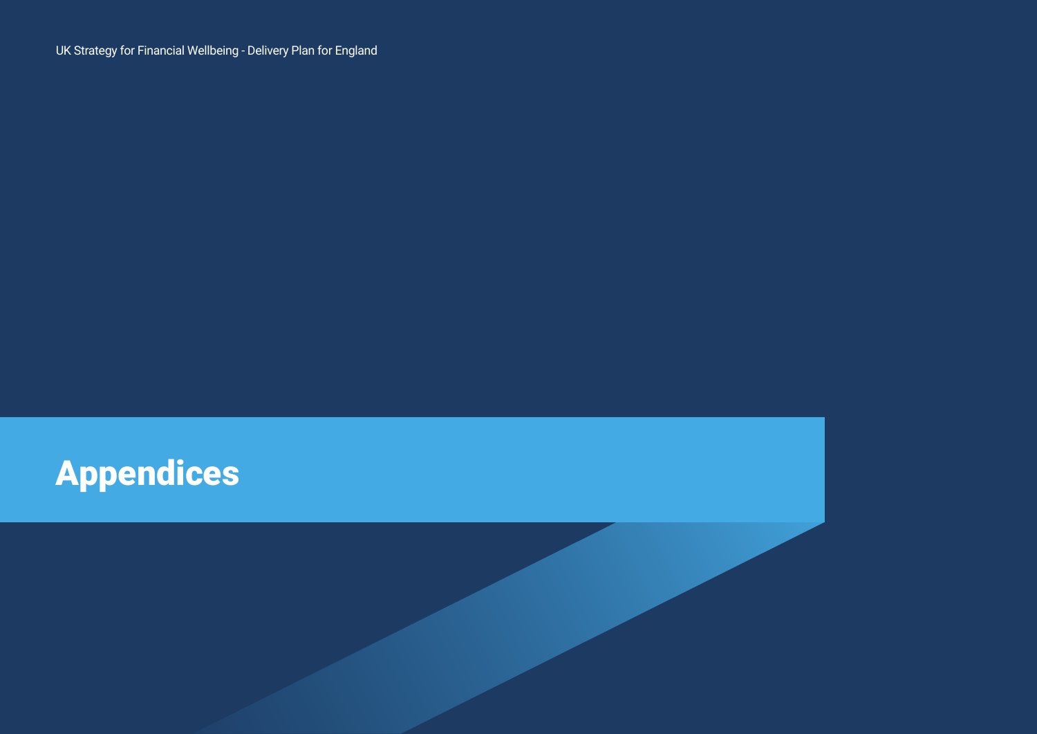# Appendices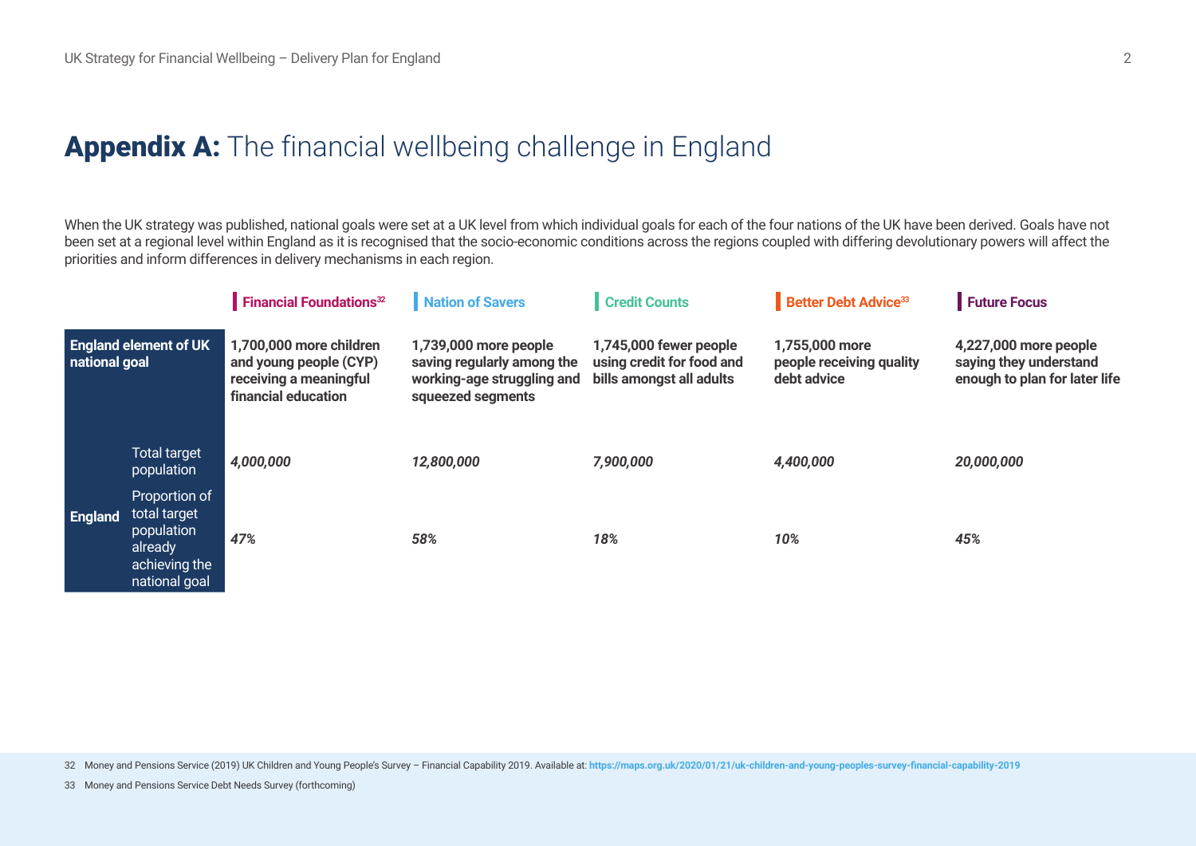# **Appendix A:** The financial wellbeing challenge in England

When the UK strategy was published, national goals were set at a UK level from which individual goals for each of the four nations of the UK have been derived. Goals have not been set at a regional level within England as it is recognised that the socio-economic conditions across the regions coupled with differing devolutionary powers will affect the priorities and inform differences in delivery mechanisms in each region.

| | | Financial Foundations[32] | Nation of Savers | Credit Counts | Better Debt Advice[33] | Future Focus |
|---|---|---|---|---|---|---|
| **England element of UK national goal** | | **1,700,000 more children and young people (CYP) receiving a meaningful financial education** | **1,739,000 more people saving regularly among the working-age struggling and squeezed segments** | **1,745,000 fewer people using credit for food and bills amongst all adults** | **1,755,000 more people receiving quality debt advice** | **4,227,000 more people saying they understand enough to plan for later life** |
| **England** | Total target population | ***4,000,000*** | ***12,800,000*** | ***7,900,000*** | ***4,400,000*** | ***20,000,000*** |
| | Proportion of total target population already achieving the national goal | ***47%*** | ***58%*** | ***18%*** | ***10%*** | ***45%*** |

32 Money and Pensions Service (2019) UK Children and Young People's Survey – Financial Capability 2019. Available at: **https://maps.org.uk/2020/01/21/uk-children-and-young-peoples-survey-financial-capability-2019**

33 Money and Pensions Service Debt Needs Survey (forthcoming)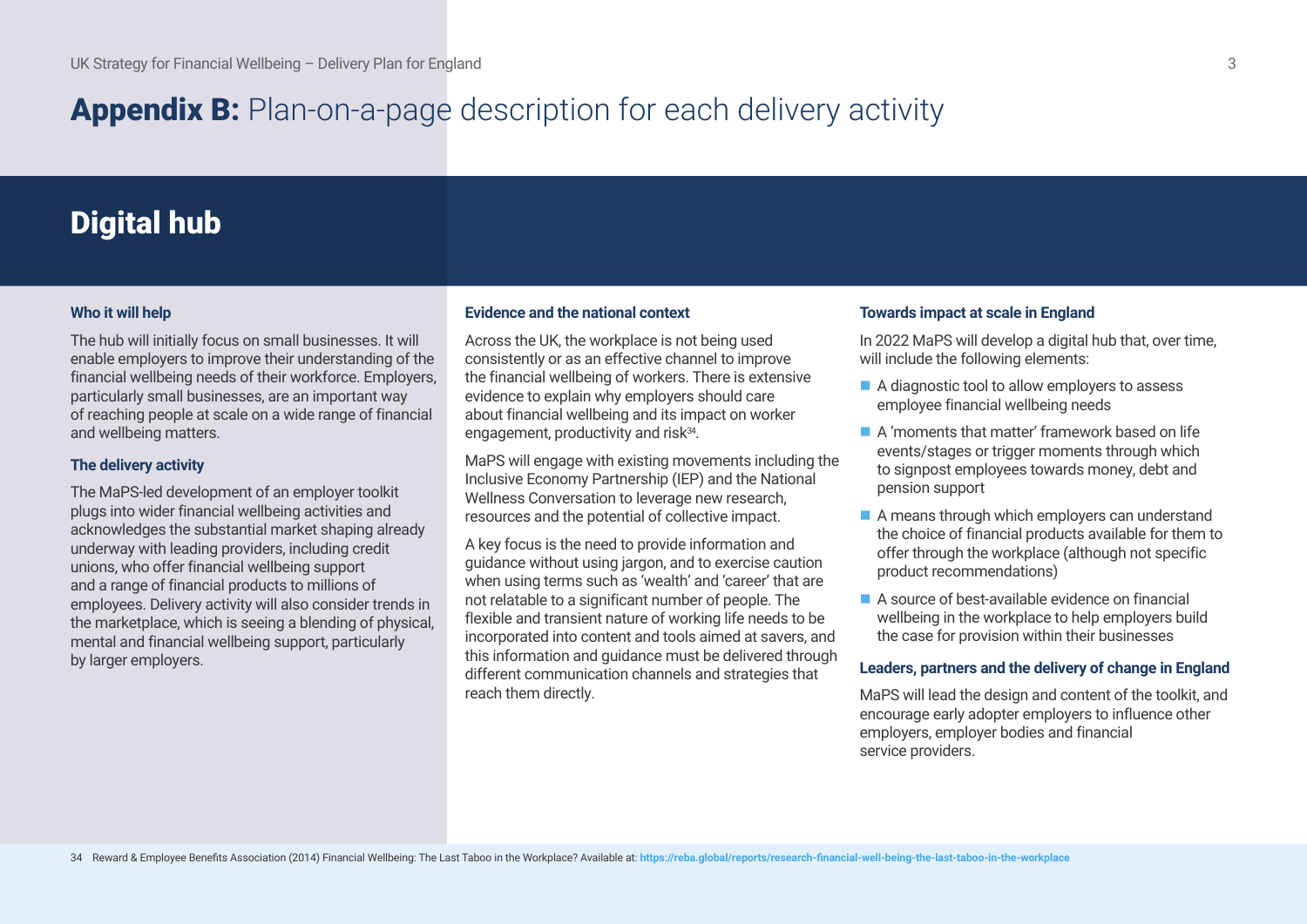# **Appendix B:** Plan-on-a-page description for each delivery activity

## Digital hub

### Who it will help

The hub will initially focus on small businesses. It will enable employers to improve their understanding of the financial wellbeing needs of their workforce. Employers, particularly small businesses, are an important way of reaching people at scale on a wide range of financial and wellbeing matters.

### The delivery activity

The MaPS-led development of an employer toolkit plugs into wider financial wellbeing activities and acknowledges the substantial market shaping already underway with leading providers, including credit unions, who offer financial wellbeing support and a range of financial products to millions of employees. Delivery activity will also consider trends in the marketplace, which is seeing a blending of physical, mental and financial wellbeing support, particularly by larger employers.

### Evidence and the national context

Across the UK, the workplace is not being used consistently or as an effective channel to improve the financial wellbeing of workers. There is extensive evidence to explain why employers should care about financial wellbeing and its impact on worker engagement, productivity and risk[34].

MaPS will engage with existing movements including the Inclusive Economy Partnership (IEP) and the National Wellness Conversation to leverage new research, resources and the potential of collective impact.

A key focus is the need to provide information and guidance without using jargon, and to exercise caution when using terms such as 'wealth' and 'career' that are not relatable to a significant number of people. The flexible and transient nature of working life needs to be incorporated into content and tools aimed at savers, and this information and guidance must be delivered through different communication channels and strategies that reach them directly.

### Towards impact at scale in England

In 2022 MaPS will develop a digital hub that, over time, will include the following elements:

- A diagnostic tool to allow employers to assess employee financial wellbeing needs
- A 'moments that matter' framework based on life events/stages or trigger moments through which to signpost employees towards money, debt and pension support
- A means through which employers can understand the choice of financial products available for them to offer through the workplace (although not specific product recommendations)
- A source of best-available evidence on financial wellbeing in the workplace to help employers build the case for provision within their businesses

### Leaders, partners and the delivery of change in England

MaPS will lead the design and content of the toolkit, and encourage early adopter employers to influence other employers, employer bodies and financial service providers.

---

34 Reward & Employee Benefits Association (2014) Financial Wellbeing: The Last Taboo in the Workplace? Available at: **https://reba.global/reports/research-financial-well-being-the-last-taboo-in-the-workplace**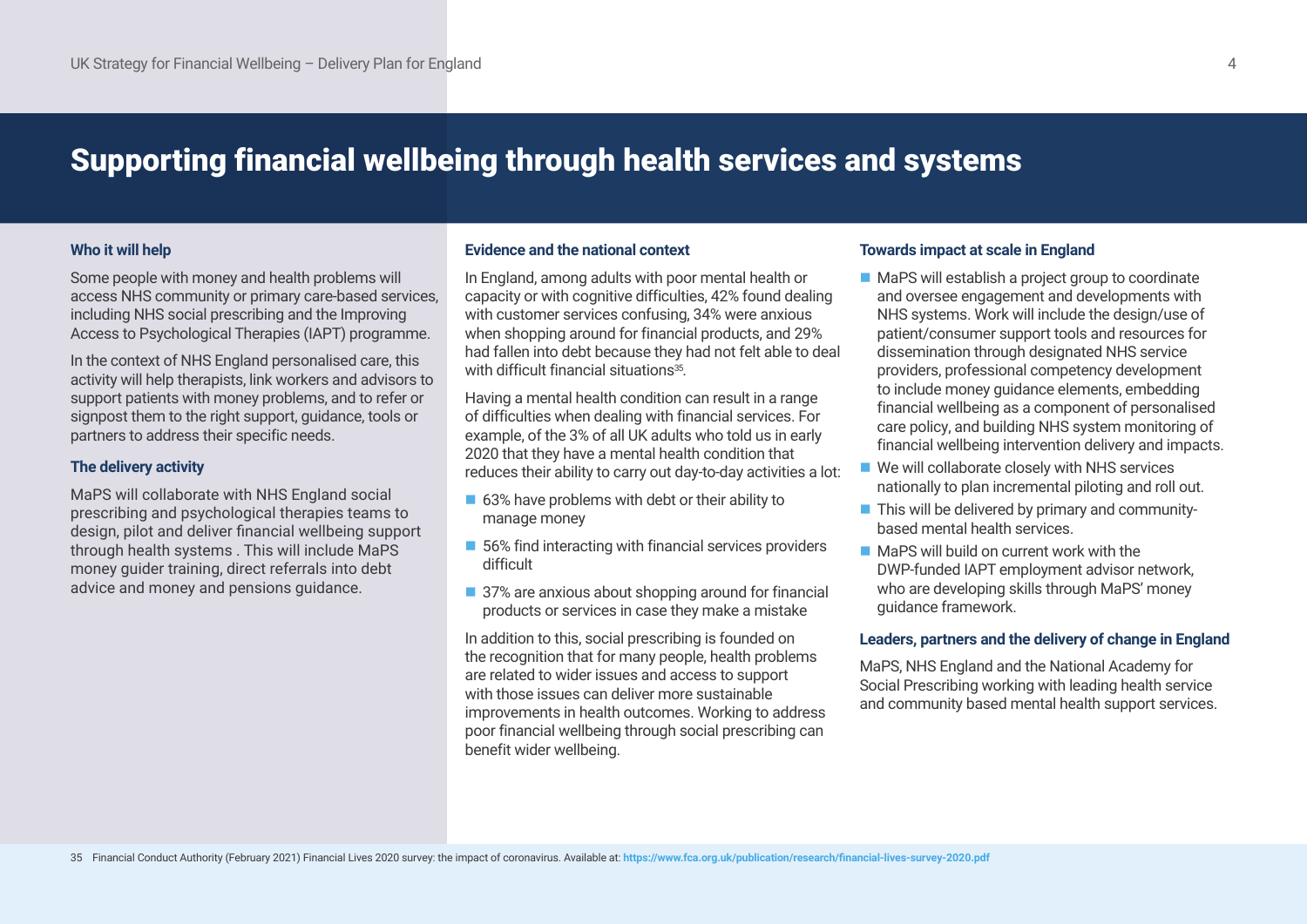# Supporting financial wellbeing through health services and systems

### Who it will help

Some people with money and health problems will access NHS community or primary care-based services, including NHS social prescribing and the Improving Access to Psychological Therapies (IAPT) programme.

In the context of NHS England personalised care, this activity will help therapists, link workers and advisors to support patients with money problems, and to refer or signpost them to the right support, guidance, tools or partners to address their specific needs.

### The delivery activity

MaPS will collaborate with NHS England social prescribing and psychological therapies teams to design, pilot and deliver financial wellbeing support through health systems . This will include MaPS money guider training, direct referrals into debt advice and money and pensions guidance.

### Evidence and the national context

In England, among adults with poor mental health or capacity or with cognitive difficulties, 42% found dealing with customer services confusing, 34% were anxious when shopping around for financial products, and 29% had fallen into debt because they had not felt able to deal with difficult financial situations[35].

Having a mental health condition can result in a range of difficulties when dealing with financial services. For example, of the 3% of all UK adults who told us in early 2020 that they have a mental health condition that reduces their ability to carry out day-to-day activities a lot:

- 63% have problems with debt or their ability to manage money
- 56% find interacting with financial services providers difficult
- 37% are anxious about shopping around for financial products or services in case they make a mistake

In addition to this, social prescribing is founded on the recognition that for many people, health problems are related to wider issues and access to support with those issues can deliver more sustainable improvements in health outcomes. Working to address poor financial wellbeing through social prescribing can benefit wider wellbeing.

### Towards impact at scale in England

- MaPS will establish a project group to coordinate and oversee engagement and developments with NHS systems. Work will include the design/use of patient/consumer support tools and resources for dissemination through designated NHS service providers, professional competency development to include money guidance elements, embedding financial wellbeing as a component of personalised care policy, and building NHS system monitoring of financial wellbeing intervention delivery and impacts.
- We will collaborate closely with NHS services nationally to plan incremental piloting and roll out.
- This will be delivered by primary and community-based mental health services.
- MaPS will build on current work with the DWP-funded IAPT employment advisor network, who are developing skills through MaPS' money guidance framework.

### Leaders, partners and the delivery of change in England

MaPS, NHS England and the National Academy for Social Prescribing working with leading health service and community based mental health support services.

35 Financial Conduct Authority (February 2021) Financial Lives 2020 survey: the impact of coronavirus. Available at: https://www.fca.org.uk/publication/research/financial-lives-survey-2020.pdf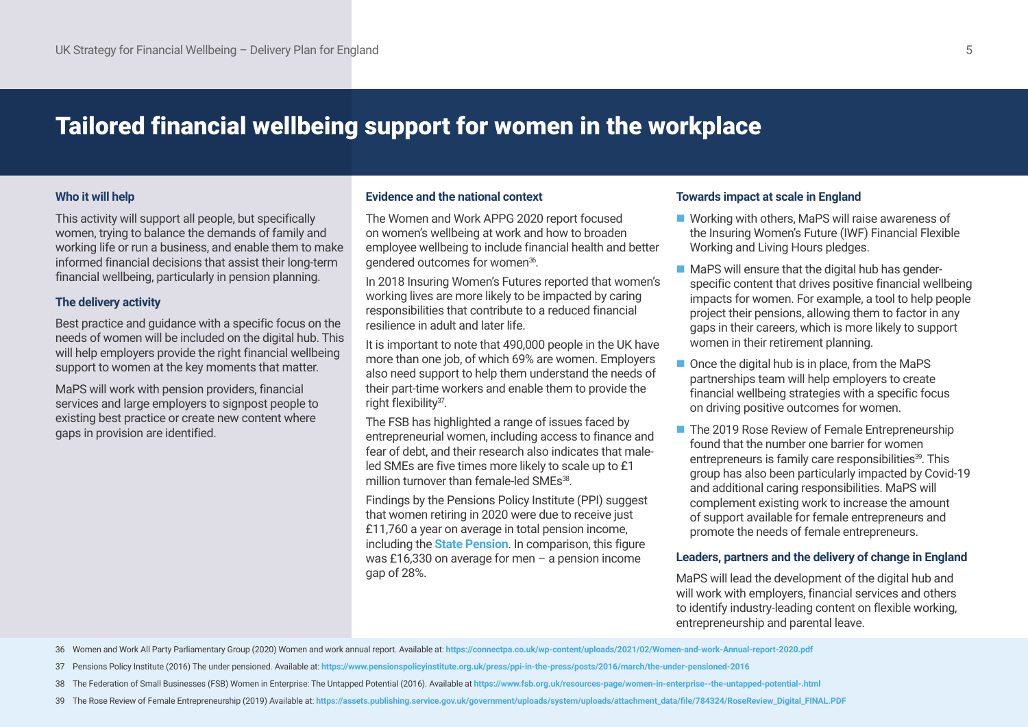# Tailored financial wellbeing support for women in the workplace

### Who it will help

This activity will support all people, but specifically women, trying to balance the demands of family and working life or run a business, and enable them to make informed financial decisions that assist their long-term financial wellbeing, particularly in pension planning.

### The delivery activity

Best practice and guidance with a specific focus on the needs of women will be included on the digital hub. This will help employers provide the right financial wellbeing support to women at the key moments that matter.

MaPS will work with pension providers, financial services and large employers to signpost people to existing best practice or create new content where gaps in provision are identified.

### Evidence and the national context

The Women and Work APPG 2020 report focused on women's wellbeing at work and how to broaden employee wellbeing to include financial health and better gendered outcomes for women[36].

In 2018 Insuring Women's Futures reported that women's working lives are more likely to be impacted by caring responsibilities that contribute to a reduced financial resilience in adult and later life.

It is important to note that 490,000 people in the UK have more than one job, of which 69% are women. Employers also need support to help them understand the needs of their part-time workers and enable them to provide the right flexibility[37].

The FSB has highlighted a range of issues faced by entrepreneurial women, including access to finance and fear of debt, and their research also indicates that male-led SMEs are five times more likely to scale up to £1 million turnover than female-led SMEs[38].

Findings by the Pensions Policy Institute (PPI) suggest that women retiring in 2020 were due to receive just £11,760 a year on average in total pension income, including the **State Pension**. In comparison, this figure was £16,330 on average for men – a pension income gap of 28%.

### Towards impact at scale in England

- Working with others, MaPS will raise awareness of the Insuring Women's Future (IWF) Financial Flexible Working and Living Hours pledges.
- MaPS will ensure that the digital hub has gender-specific content that drives positive financial wellbeing impacts for women. For example, a tool to help people project their pensions, allowing them to factor in any gaps in their careers, which is more likely to support women in their retirement planning.
- Once the digital hub is in place, from the MaPS partnerships team will help employers to create financial wellbeing strategies with a specific focus on driving positive outcomes for women.
- The 2019 Rose Review of Female Entrepreneurship found that the number one barrier for women entrepreneurs is family care responsibilities[39]. This group has also been particularly impacted by Covid-19 and additional caring responsibilities. MaPS will complement existing work to increase the amount of support available for female entrepreneurs and promote the needs of female entrepreneurs.

### Leaders, partners and the delivery of change in England

MaPS will lead the development of the digital hub and will work with employers, financial services and others to identify industry-leading content on flexible working, entrepreneurship and parental leave.

---

36 Women and Work All Party Parliamentary Group (2020) Women and work annual report. Available at: https://connectpa.co.uk/wp-content/uploads/2021/02/Women-and-work-Annual-report-2020.pdf

37 Pensions Policy Institute (2016) The under pensioned. Available at: https://www.pensionspolicyinstitute.org.uk/press/ppi-in-the-press/posts/2016/march/the-under-pensioned-2016

38 The Federation of Small Businesses (FSB) Women in Enterprise: The Untapped Potential (2016). Available at https://www.fsb.org.uk/resources-page/women-in-enterprise--the-untapped-potential-.html

39 The Rose Review of Female Entrepreneurship (2019) Available at: https://assets.publishing.service.gov.uk/government/uploads/system/uploads/attachment_data/file/784324/RoseReview_Digital_FINAL.PDF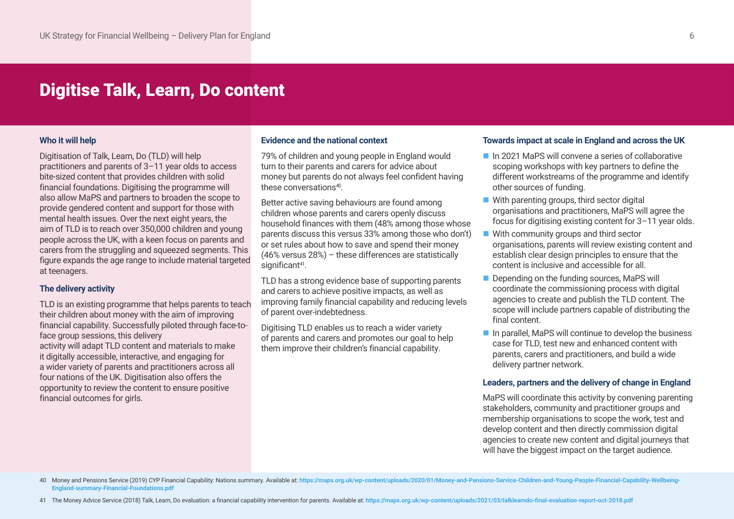# Digitise Talk, Learn, Do content

### Who it will help

Digitisation of Talk, Learn, Do (TLD) will help practitioners and parents of 3–11 year olds to access bite-sized content that provides children with solid financial foundations. Digitising the programme will also allow MaPS and partners to broaden the scope to provide gendered content and support for those with mental health issues. Over the next eight years, the aim of TLD is to reach over 350,000 children and young people across the UK, with a keen focus on parents and carers from the struggling and squeezed segments. This figure expands the age range to include material targeted at teenagers.

### The delivery activity

TLD is an existing programme that helps parents to teach their children about money with the aim of improving financial capability. Successfully piloted through face-to-face group sessions, this delivery activity will adapt TLD content and materials to make it digitally accessible, interactive, and engaging for a wider variety of parents and practitioners across all four nations of the UK. Digitisation also offers the opportunity to review the content to ensure positive financial outcomes for girls.

### Evidence and the national context

79% of children and young people in England would turn to their parents and carers for advice about money but parents do not always feel confident having these conversations[40].

Better active saving behaviours are found among children whose parents and carers openly discuss household finances with them (48% among those whose parents discuss this versus 33% among those who don't) or set rules about how to save and spend their money (46% versus 28%) – these differences are statistically significant[41].

TLD has a strong evidence base of supporting parents and carers to achieve positive impacts, as well as improving family financial capability and reducing levels of parent over-indebtedness.

Digitising TLD enables us to reach a wider variety of parents and carers and promotes our goal to help them improve their children's financial capability.

### Towards impact at scale in England and across the UK

- In 2021 MaPS will convene a series of collaborative scoping workshops with key partners to define the different workstreams of the programme and identify other sources of funding.
- With parenting groups, third sector digital organisations and practitioners, MaPS will agree the focus for digitising existing content for 3–11 year olds.
- With community groups and third sector organisations, parents will review existing content and establish clear design principles to ensure that the content is inclusive and accessible for all.
- Depending on the funding sources, MaPS will coordinate the commissioning process with digital agencies to create and publish the TLD content. The scope will include partners capable of distributing the final content.
- In parallel, MaPS will continue to develop the business case for TLD, test new and enhanced content with parents, carers and practitioners, and build a wide delivery partner network.

### Leaders, partners and the delivery of change in England

MaPS will coordinate this activity by convening parenting stakeholders, community and practitioner groups and membership organisations to scope the work, test and develop content and then directly commission digital agencies to create new content and digital journeys that will have the biggest impact on the target audience.

---

40 Money and Pensions Service (2019) CYP Financial Capability: Nations summary. Available at: https://maps.org.uk/wp-content/uploads/2020/01/Money-and-Pensions-Service-Children-and-Young-People-Financial-Capability-Wellbeing-England-summary-Financial-Foundations.pdf

41 The Money Advice Service (2018) Talk, Learn, Do evaluation: a financial capability intervention for parents. Available at: https://maps.org.uk/wp-content/uploads/2021/03/talklearndo-final-evaluation-report-oct-2018.pdf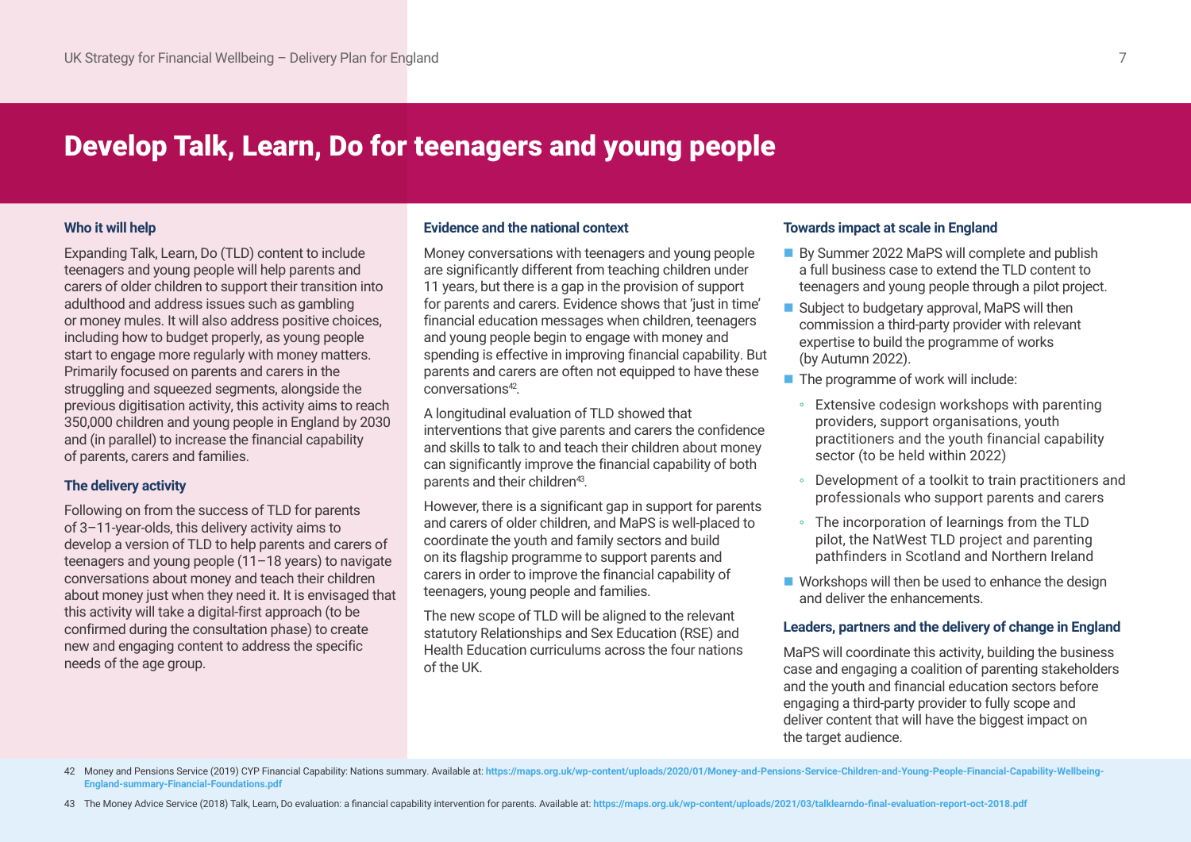# Develop Talk, Learn, Do for teenagers and young people

### Who it will help

Expanding Talk, Learn, Do (TLD) content to include teenagers and young people will help parents and carers of older children to support their transition into adulthood and address issues such as gambling or money mules. It will also address positive choices, including how to budget properly, as young people start to engage more regularly with money matters. Primarily focused on parents and carers in the struggling and squeezed segments, alongside the previous digitisation activity, this activity aims to reach 350,000 children and young people in England by 2030 and (in parallel) to increase the financial capability of parents, carers and families.

### The delivery activity

Following on from the success of TLD for parents of 3–11-year-olds, this delivery activity aims to develop a version of TLD to help parents and carers of teenagers and young people (11–18 years) to navigate conversations about money and teach their children about money just when they need it. It is envisaged that this activity will take a digital-first approach (to be confirmed during the consultation phase) to create new and engaging content to address the specific needs of the age group.

### Evidence and the national context

Money conversations with teenagers and young people are significantly different from teaching children under 11 years, but there is a gap in the provision of support for parents and carers. Evidence shows that 'just in time' financial education messages when children, teenagers and young people begin to engage with money and spending is effective in improving financial capability. But parents and carers are often not equipped to have these conversations[42].

A longitudinal evaluation of TLD showed that interventions that give parents and carers the confidence and skills to talk to and teach their children about money can significantly improve the financial capability of both parents and their children[43].

However, there is a significant gap in support for parents and carers of older children, and MaPS is well-placed to coordinate the youth and family sectors and build on its flagship programme to support parents and carers in order to improve the financial capability of teenagers, young people and families.

The new scope of TLD will be aligned to the relevant statutory Relationships and Sex Education (RSE) and Health Education curriculums across the four nations of the UK.

### Towards impact at scale in England

- By Summer 2022 MaPS will complete and publish a full business case to extend the TLD content to teenagers and young people through a pilot project.
- Subject to budgetary approval, MaPS will then commission a third-party provider with relevant expertise to build the programme of works (by Autumn 2022).
- The programme of work will include:
  - Extensive codesign workshops with parenting providers, support organisations, youth practitioners and the youth financial capability sector (to be held within 2022)
  - Development of a toolkit to train practitioners and professionals who support parents and carers
  - The incorporation of learnings from the TLD pilot, the NatWest TLD project and parenting pathfinders in Scotland and Northern Ireland
- Workshops will then be used to enhance the design and deliver the enhancements.

### Leaders, partners and the delivery of change in England

MaPS will coordinate this activity, building the business case and engaging a coalition of parenting stakeholders and the youth and financial education sectors before engaging a third-party provider to fully scope and deliver content that will have the biggest impact on the target audience.

---

42 Money and Pensions Service (2019) CYP Financial Capability: Nations summary. Available at: https://maps.org.uk/wp-content/uploads/2020/01/Money-and-Pensions-Service-Children-and-Young-People-Financial-Capability-Wellbeing-England-summary-Financial-Foundations.pdf

43 The Money Advice Service (2018) Talk, Learn, Do evaluation: a financial capability intervention for parents. Available at: https://maps.org.uk/wp-content/uploads/2021/03/talklearndo-final-evaluation-report-oct-2018.pdf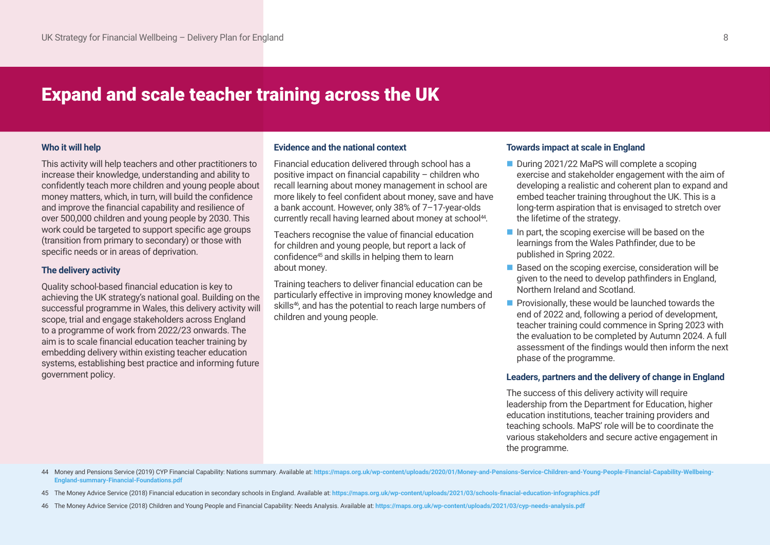# Expand and scale teacher training across the UK

### Who it will help

This activity will help teachers and other practitioners to increase their knowledge, understanding and ability to confidently teach more children and young people about money matters, which, in turn, will build the confidence and improve the financial capability and resilience of over 500,000 children and young people by 2030. This work could be targeted to support specific age groups (transition from primary to secondary) or those with specific needs or in areas of deprivation.

### The delivery activity

Quality school-based financial education is key to achieving the UK strategy's national goal. Building on the successful programme in Wales, this delivery activity will scope, trial and engage stakeholders across England to a programme of work from 2022/23 onwards. The aim is to scale financial education teacher training by embedding delivery within existing teacher education systems, establishing best practice and informing future government policy.

### Evidence and the national context

Financial education delivered through school has a positive impact on financial capability – children who recall learning about money management in school are more likely to feel confident about money, save and have a bank account. However, only 38% of 7–17-year-olds currently recall having learned about money at school[44].

Teachers recognise the value of financial education for children and young people, but report a lack of confidence[45] and skills in helping them to learn about money.

Training teachers to deliver financial education can be particularly effective in improving money knowledge and skills[46], and has the potential to reach large numbers of children and young people.

### Towards impact at scale in England

- During 2021/22 MaPS will complete a scoping exercise and stakeholder engagement with the aim of developing a realistic and coherent plan to expand and embed teacher training throughout the UK. This is a long-term aspiration that is envisaged to stretch over the lifetime of the strategy.
- In part, the scoping exercise will be based on the learnings from the Wales Pathfinder, due to be published in Spring 2022.
- Based on the scoping exercise, consideration will be given to the need to develop pathfinders in England, Northern Ireland and Scotland.
- Provisionally, these would be launched towards the end of 2022 and, following a period of development, teacher training could commence in Spring 2023 with the evaluation to be completed by Autumn 2024. A full assessment of the findings would then inform the next phase of the programme.

### Leaders, partners and the delivery of change in England

The success of this delivery activity will require leadership from the Department for Education, higher education institutions, teacher training providers and teaching schools. MaPS' role will be to coordinate the various stakeholders and secure active engagement in the programme.

---

44 Money and Pensions Service (2019) CYP Financial Capability: Nations summary. Available at: https://maps.org.uk/wp-content/uploads/2020/01/Money-and-Pensions-Service-Children-and-Young-People-Financial-Capability-Wellbeing-England-summary-Financial-Foundations.pdf

45 The Money Advice Service (2018) Financial education in secondary schools in England. Available at: https://maps.org.uk/wp-content/uploads/2021/03/schools-finacial-education-infographics.pdf

46 The Money Advice Service (2018) Children and Young People and Financial Capability: Needs Analysis. Available at: https://maps.org.uk/wp-content/uploads/2021/03/cyp-needs-analysis.pdf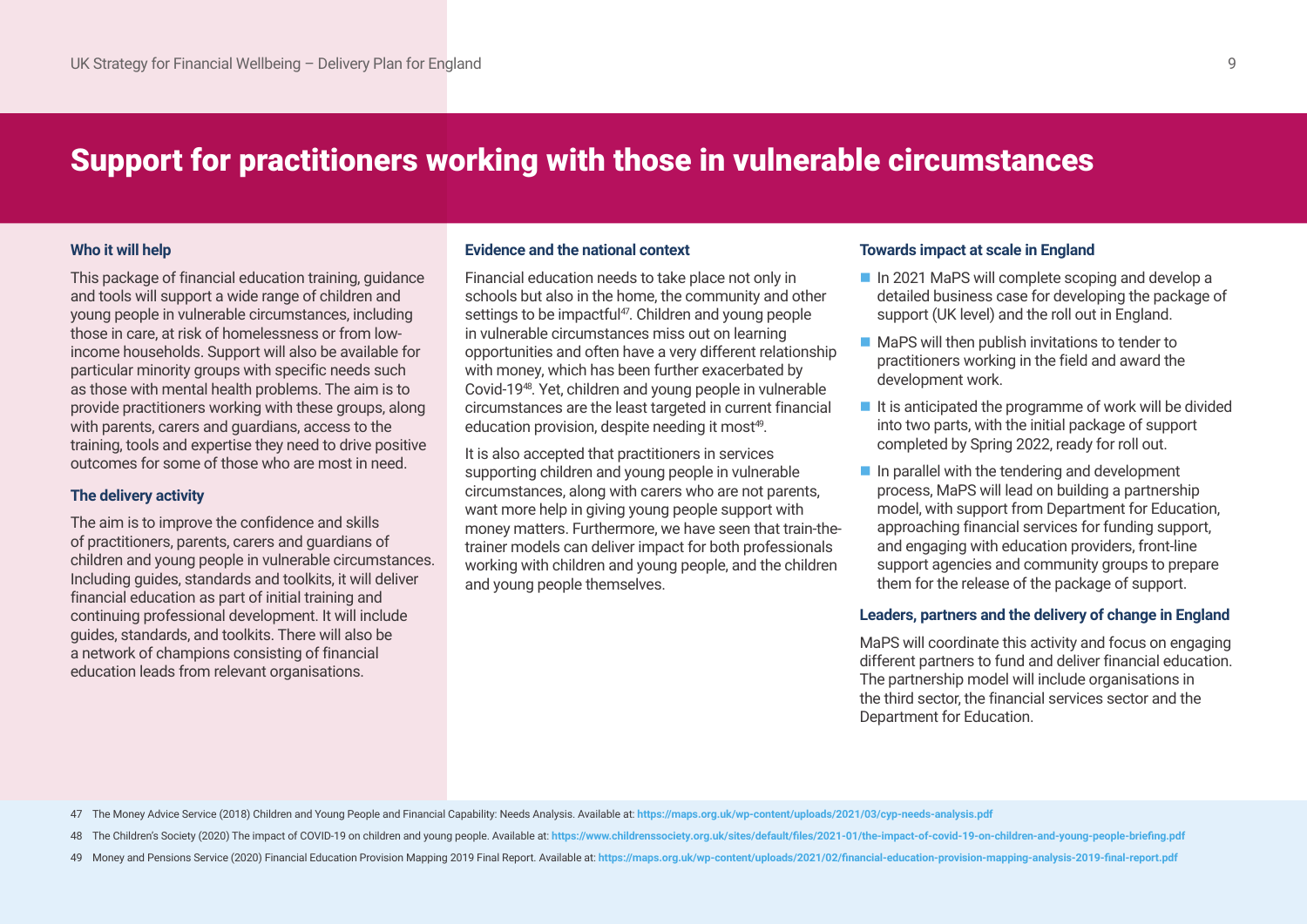# Support for practitioners working with those in vulnerable circumstances

### Who it will help

This package of financial education training, guidance and tools will support a wide range of children and young people in vulnerable circumstances, including those in care, at risk of homelessness or from low-income households. Support will also be available for particular minority groups with specific needs such as those with mental health problems. The aim is to provide practitioners working with these groups, along with parents, carers and guardians, access to the training, tools and expertise they need to drive positive outcomes for some of those who are most in need.

### The delivery activity

The aim is to improve the confidence and skills of practitioners, parents, carers and guardians of children and young people in vulnerable circumstances. Including guides, standards and toolkits, it will deliver financial education as part of initial training and continuing professional development. It will include guides, standards, and toolkits. There will also be a network of champions consisting of financial education leads from relevant organisations.

### Evidence and the national context

Financial education needs to take place not only in schools but also in the home, the community and other settings to be impactful[47]. Children and young people in vulnerable circumstances miss out on learning opportunities and often have a very different relationship with money, which has been further exacerbated by Covid-19[48]. Yet, children and young people in vulnerable circumstances are the least targeted in current financial education provision, despite needing it most[49].

It is also accepted that practitioners in services supporting children and young people in vulnerable circumstances, along with carers who are not parents, want more help in giving young people support with money matters. Furthermore, we have seen that train-the-trainer models can deliver impact for both professionals working with children and young people, and the children and young people themselves.

### Towards impact at scale in England

- In 2021 MaPS will complete scoping and develop a detailed business case for developing the package of support (UK level) and the roll out in England.
- MaPS will then publish invitations to tender to practitioners working in the field and award the development work.
- It is anticipated the programme of work will be divided into two parts, with the initial package of support completed by Spring 2022, ready for roll out.
- In parallel with the tendering and development process, MaPS will lead on building a partnership model, with support from Department for Education, approaching financial services for funding support, and engaging with education providers, front-line support agencies and community groups to prepare them for the release of the package of support.

### Leaders, partners and the delivery of change in England

MaPS will coordinate this activity and focus on engaging different partners to fund and deliver financial education. The partnership model will include organisations in the third sector, the financial services sector and the Department for Education.

---

47 The Money Advice Service (2018) Children and Young People and Financial Capability: Needs Analysis. Available at: **https://maps.org.uk/wp-content/uploads/2021/03/cyp-needs-analysis.pdf**

48 The Children's Society (2020) The impact of COVID-19 on children and young people. Available at: **https://www.childrenssociety.org.uk/sites/default/files/2021-01/the-impact-of-covid-19-on-children-and-young-people-briefing.pdf**

49 Money and Pensions Service (2020) Financial Education Provision Mapping 2019 Final Report. Available at: **https://maps.org.uk/wp-content/uploads/2021/02/financial-education-provision-mapping-analysis-2019-final-report.pdf**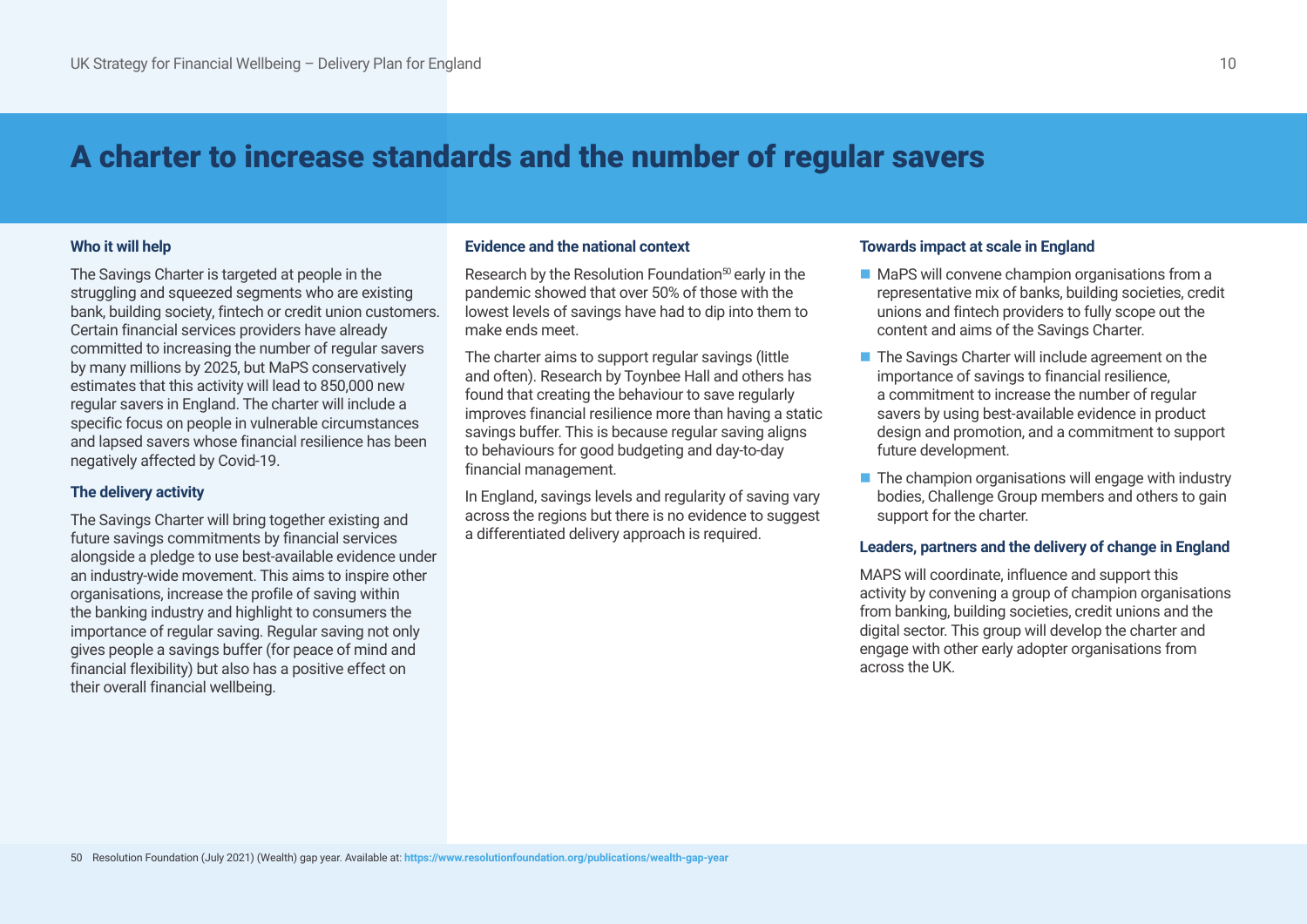# A charter to increase standards and the number of regular savers

### Who it will help

The Savings Charter is targeted at people in the struggling and squeezed segments who are existing bank, building society, fintech or credit union customers. Certain financial services providers have already committed to increasing the number of regular savers by many millions by 2025, but MaPS conservatively estimates that this activity will lead to 850,000 new regular savers in England. The charter will include a specific focus on people in vulnerable circumstances and lapsed savers whose financial resilience has been negatively affected by Covid-19.

### The delivery activity

The Savings Charter will bring together existing and future savings commitments by financial services alongside a pledge to use best-available evidence under an industry-wide movement. This aims to inspire other organisations, increase the profile of saving within the banking industry and highlight to consumers the importance of regular saving. Regular saving not only gives people a savings buffer (for peace of mind and financial flexibility) but also has a positive effect on their overall financial wellbeing.

### Evidence and the national context

Research by the Resolution Foundation[50] early in the pandemic showed that over 50% of those with the lowest levels of savings have had to dip into them to make ends meet.

The charter aims to support regular savings (little and often). Research by Toynbee Hall and others has found that creating the behaviour to save regularly improves financial resilience more than having a static savings buffer. This is because regular saving aligns to behaviours for good budgeting and day-to-day financial management.

In England, savings levels and regularity of saving vary across the regions but there is no evidence to suggest a differentiated delivery approach is required.

### Towards impact at scale in England

- MaPS will convene champion organisations from a representative mix of banks, building societies, credit unions and fintech providers to fully scope out the content and aims of the Savings Charter.
- The Savings Charter will include agreement on the importance of savings to financial resilience, a commitment to increase the number of regular savers by using best-available evidence in product design and promotion, and a commitment to support future development.
- The champion organisations will engage with industry bodies, Challenge Group members and others to gain support for the charter.

### Leaders, partners and the delivery of change in England

MAPS will coordinate, influence and support this activity by convening a group of champion organisations from banking, building societies, credit unions and the digital sector. This group will develop the charter and engage with other early adopter organisations from across the UK.

50 Resolution Foundation (July 2021) (Wealth) gap year. Available at: https://www.resolutionfoundation.org/publications/wealth-gap-year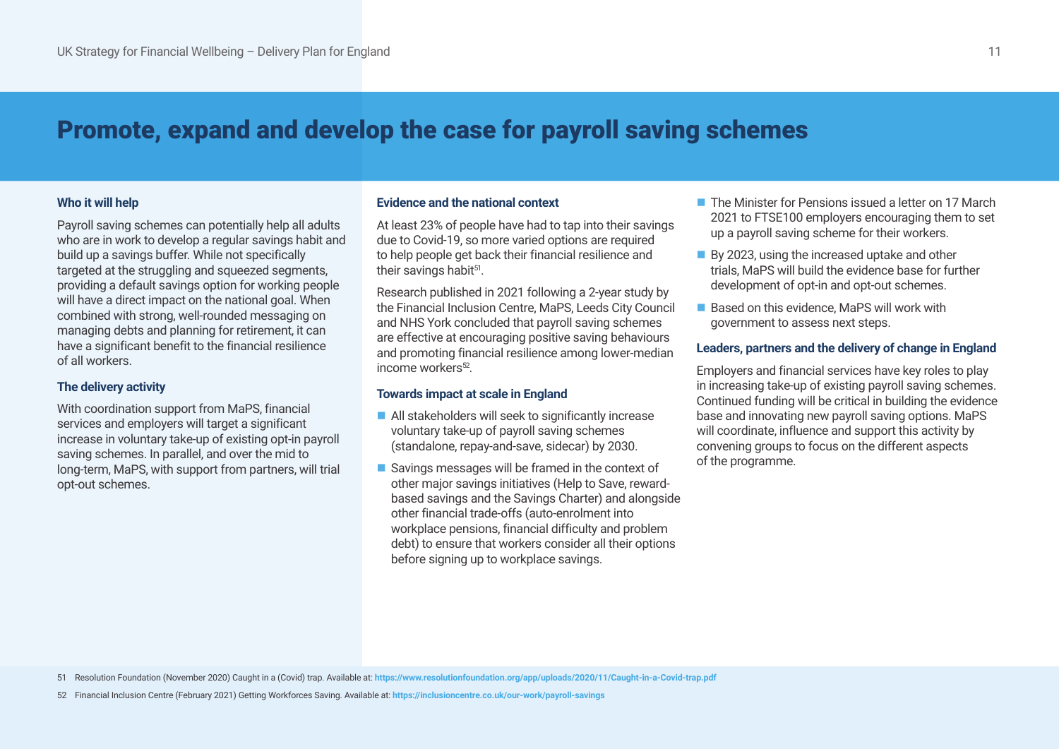# Promote, expand and develop the case for payroll saving schemes

### Who it will help

Payroll saving schemes can potentially help all adults who are in work to develop a regular savings habit and build up a savings buffer. While not specifically targeted at the struggling and squeezed segments, providing a default savings option for working people will have a direct impact on the national goal. When combined with strong, well-rounded messaging on managing debts and planning for retirement, it can have a significant benefit to the financial resilience of all workers.

### The delivery activity

With coordination support from MaPS, financial services and employers will target a significant increase in voluntary take-up of existing opt-in payroll saving schemes. In parallel, and over the mid to long-term, MaPS, with support from partners, will trial opt-out schemes.

### Evidence and the national context

At least 23% of people have had to tap into their savings due to Covid-19, so more varied options are required to help people get back their financial resilience and their savings habit[51].

Research published in 2021 following a 2-year study by the Financial Inclusion Centre, MaPS, Leeds City Council and NHS York concluded that payroll saving schemes are effective at encouraging positive saving behaviours and promoting financial resilience among lower-median income workers[52].

### Towards impact at scale in England

- All stakeholders will seek to significantly increase voluntary take-up of payroll saving schemes (standalone, repay-and-save, sidecar) by 2030.
- Savings messages will be framed in the context of other major savings initiatives (Help to Save, reward-based savings and the Savings Charter) and alongside other financial trade-offs (auto-enrolment into workplace pensions, financial difficulty and problem debt) to ensure that workers consider all their options before signing up to workplace savings.
- The Minister for Pensions issued a letter on 17 March 2021 to FTSE100 employers encouraging them to set up a payroll saving scheme for their workers.
- By 2023, using the increased uptake and other trials, MaPS will build the evidence base for further development of opt-in and opt-out schemes.
- Based on this evidence, MaPS will work with government to assess next steps.

### Leaders, partners and the delivery of change in England

Employers and financial services have key roles to play in increasing take-up of existing payroll saving schemes. Continued funding will be critical in building the evidence base and innovating new payroll saving options. MaPS will coordinate, influence and support this activity by convening groups to focus on the different aspects of the programme.

---

51 Resolution Foundation (November 2020) Caught in a (Covid) trap. Available at: https://www.resolutionfoundation.org/app/uploads/2020/11/Caught-in-a-Covid-trap.pdf

52 Financial Inclusion Centre (February 2021) Getting Workforces Saving. Available at: https://inclusioncentre.co.uk/our-work/payroll-savings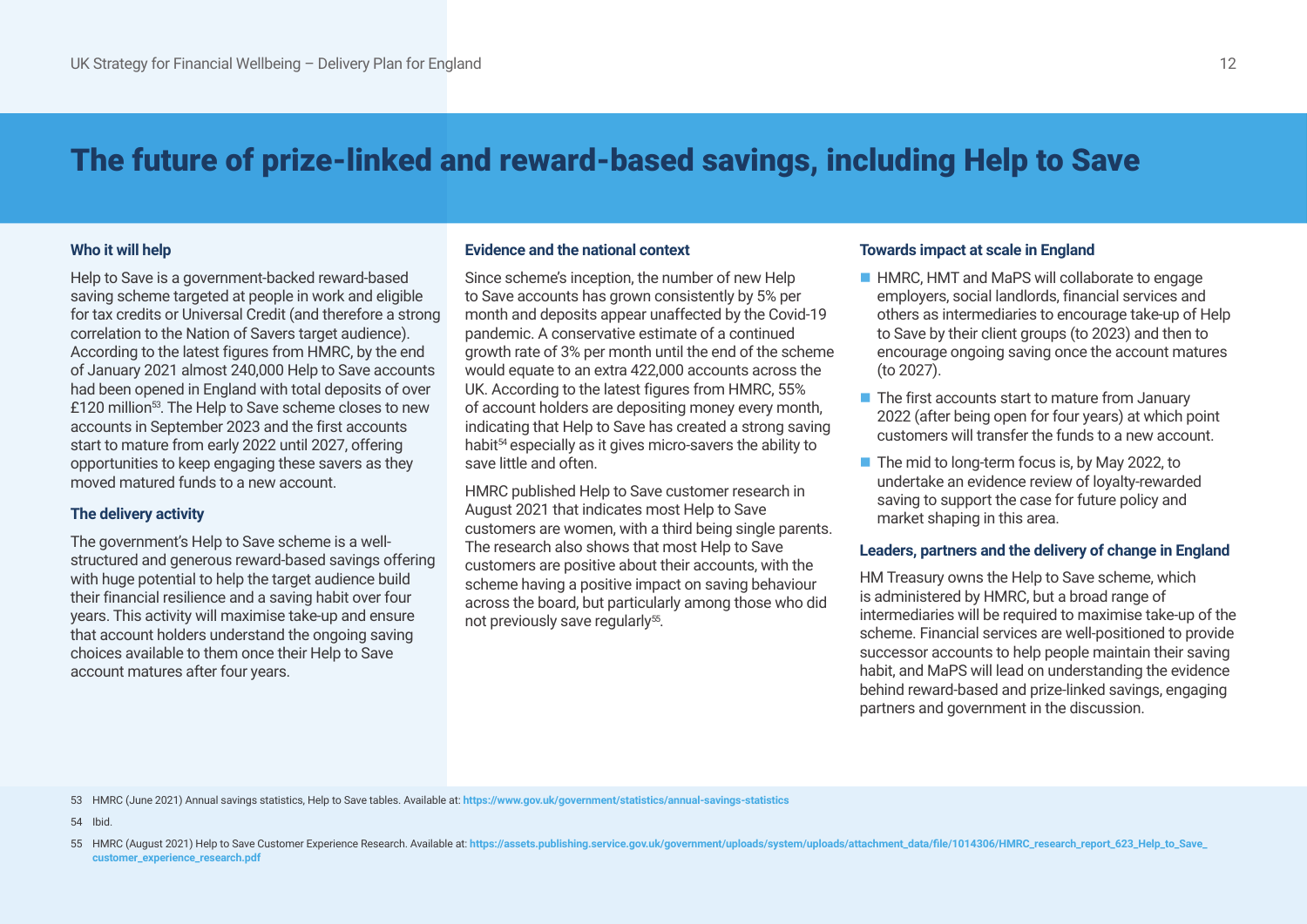# The future of prize-linked and reward-based savings, including Help to Save

### Who it will help

Help to Save is a government-backed reward-based saving scheme targeted at people in work and eligible for tax credits or Universal Credit (and therefore a strong correlation to the Nation of Savers target audience). According to the latest figures from HMRC, by the end of January 2021 almost 240,000 Help to Save accounts had been opened in England with total deposits of over £120 million[53]. The Help to Save scheme closes to new accounts in September 2023 and the first accounts start to mature from early 2022 until 2027, offering opportunities to keep engaging these savers as they moved matured funds to a new account.

### The delivery activity

The government's Help to Save scheme is a well-structured and generous reward-based savings offering with huge potential to help the target audience build their financial resilience and a saving habit over four years. This activity will maximise take-up and ensure that account holders understand the ongoing saving choices available to them once their Help to Save account matures after four years.

### Evidence and the national context

Since scheme's inception, the number of new Help to Save accounts has grown consistently by 5% per month and deposits appear unaffected by the Covid-19 pandemic. A conservative estimate of a continued growth rate of 3% per month until the end of the scheme would equate to an extra 422,000 accounts across the UK. According to the latest figures from HMRC, 55% of account holders are depositing money every month, indicating that Help to Save has created a strong saving habit[54] especially as it gives micro-savers the ability to save little and often.

HMRC published Help to Save customer research in August 2021 that indicates most Help to Save customers are women, with a third being single parents. The research also shows that most Help to Save customers are positive about their accounts, with the scheme having a positive impact on saving behaviour across the board, but particularly among those who did not previously save regularly[55].

### Towards impact at scale in England

- HMRC, HMT and MaPS will collaborate to engage employers, social landlords, financial services and others as intermediaries to encourage take-up of Help to Save by their client groups (to 2023) and then to encourage ongoing saving once the account matures (to 2027).
- The first accounts start to mature from January 2022 (after being open for four years) at which point customers will transfer the funds to a new account.
- The mid to long-term focus is, by May 2022, to undertake an evidence review of loyalty-rewarded saving to support the case for future policy and market shaping in this area.

### Leaders, partners and the delivery of change in England

HM Treasury owns the Help to Save scheme, which is administered by HMRC, but a broad range of intermediaries will be required to maximise take-up of the scheme. Financial services are well-positioned to provide successor accounts to help people maintain their saving habit, and MaPS will lead on understanding the evidence behind reward-based and prize-linked savings, engaging partners and government in the discussion.

---

53 HMRC (June 2021) Annual savings statistics, Help to Save tables. Available at: https://www.gov.uk/government/statistics/annual-savings-statistics

54 Ibid.

55 HMRC (August 2021) Help to Save Customer Experience Research. Available at: https://assets.publishing.service.gov.uk/government/uploads/system/uploads/attachment_data/file/1014306/HMRC_research_report_623_Help_to_Save_customer_experience_research.pdf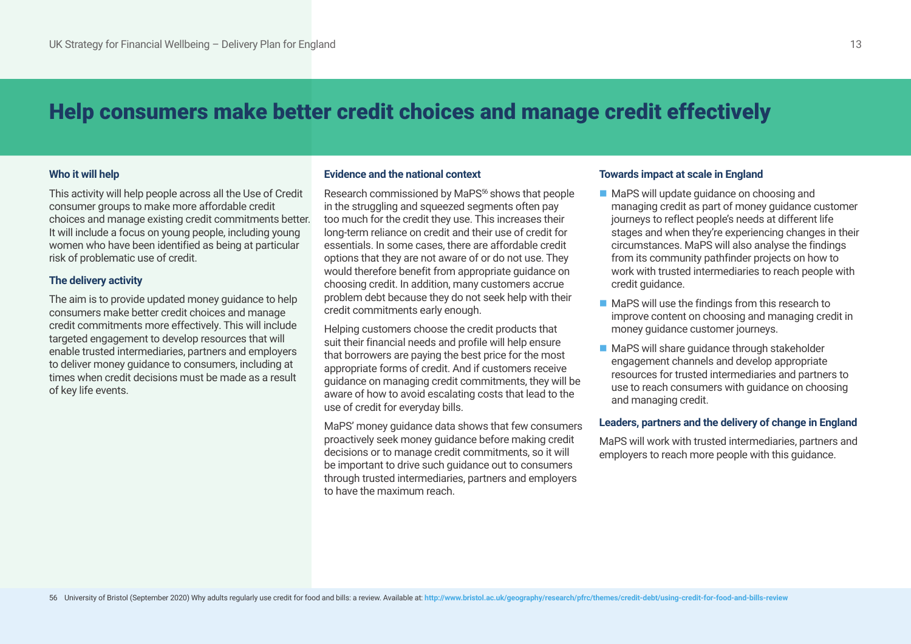# Help consumers make better credit choices and manage credit effectively

### Who it will help

This activity will help people across all the Use of Credit consumer groups to make more affordable credit choices and manage existing credit commitments better. It will include a focus on young people, including young women who have been identified as being at particular risk of problematic use of credit.

### The delivery activity

The aim is to provide updated money guidance to help consumers make better credit choices and manage credit commitments more effectively. This will include targeted engagement to develop resources that will enable trusted intermediaries, partners and employers to deliver money guidance to consumers, including at times when credit decisions must be made as a result of key life events.

### Evidence and the national context

Research commissioned by MaPS[56] shows that people in the struggling and squeezed segments often pay too much for the credit they use. This increases their long-term reliance on credit and their use of credit for essentials. In some cases, there are affordable credit options that they are not aware of or do not use. They would therefore benefit from appropriate guidance on choosing credit. In addition, many customers accrue problem debt because they do not seek help with their credit commitments early enough.

Helping customers choose the credit products that suit their financial needs and profile will help ensure that borrowers are paying the best price for the most appropriate forms of credit. And if customers receive guidance on managing credit commitments, they will be aware of how to avoid escalating costs that lead to the use of credit for everyday bills.

MaPS' money guidance data shows that few consumers proactively seek money guidance before making credit decisions or to manage credit commitments, so it will be important to drive such guidance out to consumers through trusted intermediaries, partners and employers to have the maximum reach.

### Towards impact at scale in England

- MaPS will update guidance on choosing and managing credit as part of money guidance customer journeys to reflect people's needs at different life stages and when they're experiencing changes in their circumstances. MaPS will also analyse the findings from its community pathfinder projects on how to work with trusted intermediaries to reach people with credit guidance.
- MaPS will use the findings from this research to improve content on choosing and managing credit in money guidance customer journeys.
- MaPS will share guidance through stakeholder engagement channels and develop appropriate resources for trusted intermediaries and partners to use to reach consumers with guidance on choosing and managing credit.

### Leaders, partners and the delivery of change in England

MaPS will work with trusted intermediaries, partners and employers to reach more people with this guidance.

---

56 University of Bristol (September 2020) Why adults regularly use credit for food and bills: a review. Available at: http://www.bristol.ac.uk/geography/research/pfrc/themes/credit-debt/using-credit-for-food-and-bills-review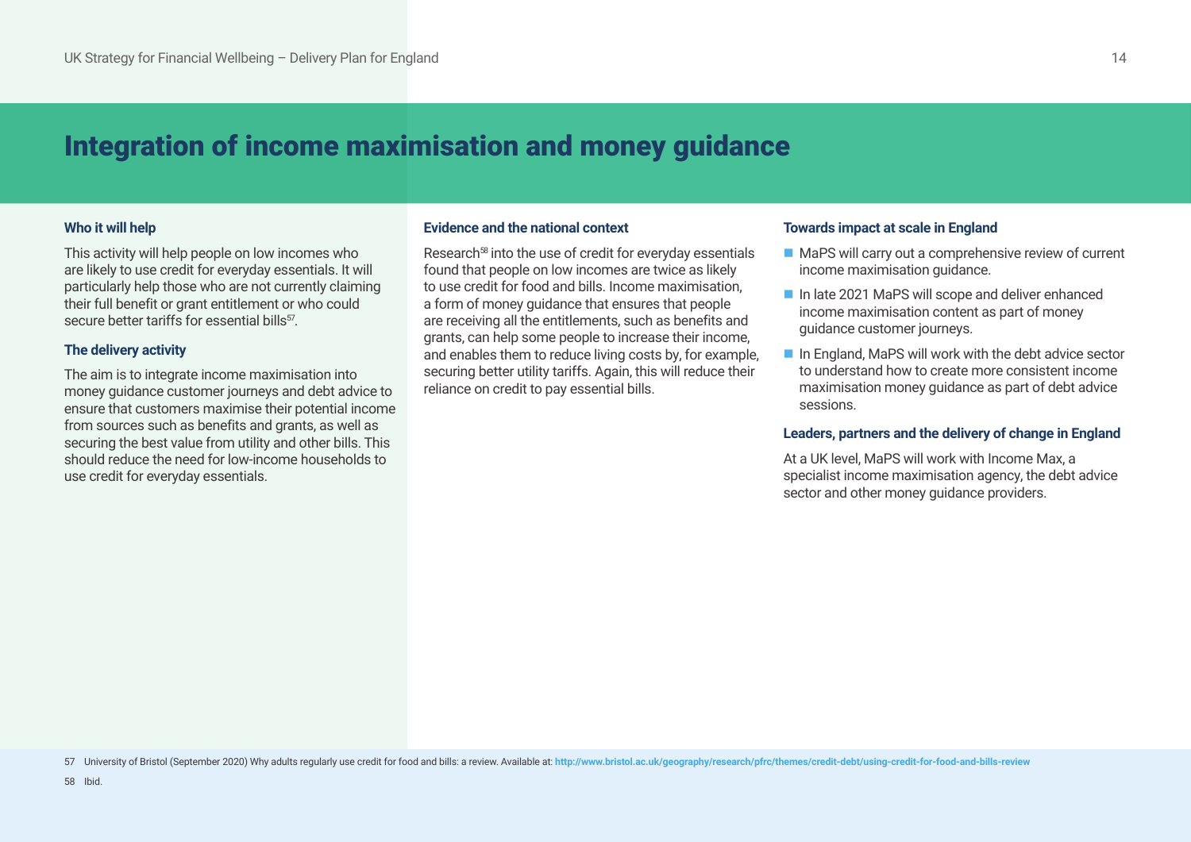# Integration of income maximisation and money guidance

### Who it will help

This activity will help people on low incomes who are likely to use credit for everyday essentials. It will particularly help those who are not currently claiming their full benefit or grant entitlement or who could secure better tariffs for essential bills[57].

### The delivery activity

The aim is to integrate income maximisation into money guidance customer journeys and debt advice to ensure that customers maximise their potential income from sources such as benefits and grants, as well as securing the best value from utility and other bills. This should reduce the need for low-income households to use credit for everyday essentials.

### Evidence and the national context

Research[58] into the use of credit for everyday essentials found that people on low incomes are twice as likely to use credit for food and bills. Income maximisation, a form of money guidance that ensures that people are receiving all the entitlements, such as benefits and grants, can help some people to increase their income, and enables them to reduce living costs by, for example, securing better utility tariffs. Again, this will reduce their reliance on credit to pay essential bills.

### Towards impact at scale in England

- MaPS will carry out a comprehensive review of current income maximisation guidance.
- In late 2021 MaPS will scope and deliver enhanced income maximisation content as part of money guidance customer journeys.
- In England, MaPS will work with the debt advice sector to understand how to create more consistent income maximisation money guidance as part of debt advice sessions.

### Leaders, partners and the delivery of change in England

At a UK level, MaPS will work with Income Max, a specialist income maximisation agency, the debt advice sector and other money guidance providers.

---

57 University of Bristol (September 2020) Why adults regularly use credit for food and bills: a review. Available at: http://www.bristol.ac.uk/geography/research/pfrc/themes/credit-debt/using-credit-for-food-and-bills-review

58 Ibid.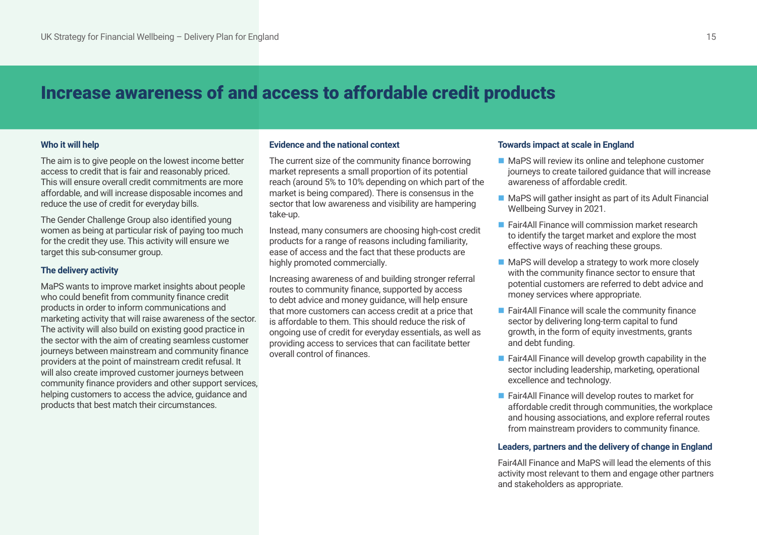# Increase awareness of and access to affordable credit products

### Who it will help

The aim is to give people on the lowest income better access to credit that is fair and reasonably priced. This will ensure overall credit commitments are more affordable, and will increase disposable incomes and reduce the use of credit for everyday bills.

The Gender Challenge Group also identified young women as being at particular risk of paying too much for the credit they use. This activity will ensure we target this sub-consumer group.

### The delivery activity

MaPS wants to improve market insights about people who could benefit from community finance credit products in order to inform communications and marketing activity that will raise awareness of the sector. The activity will also build on existing good practice in the sector with the aim of creating seamless customer journeys between mainstream and community finance providers at the point of mainstream credit refusal. It will also create improved customer journeys between community finance providers and other support services, helping customers to access the advice, guidance and products that best match their circumstances.

### Evidence and the national context

The current size of the community finance borrowing market represents a small proportion of its potential reach (around 5% to 10% depending on which part of the market is being compared). There is consensus in the sector that low awareness and visibility are hampering take-up.

Instead, many consumers are choosing high-cost credit products for a range of reasons including familiarity, ease of access and the fact that these products are highly promoted commercially.

Increasing awareness of and building stronger referral routes to community finance, supported by access to debt advice and money guidance, will help ensure that more customers can access credit at a price that is affordable to them. This should reduce the risk of ongoing use of credit for everyday essentials, as well as providing access to services that can facilitate better overall control of finances.

### Towards impact at scale in England

- MaPS will review its online and telephone customer journeys to create tailored guidance that will increase awareness of affordable credit.
- MaPS will gather insight as part of its Adult Financial Wellbeing Survey in 2021.
- Fair4All Finance will commission market research to identify the target market and explore the most effective ways of reaching these groups.
- MaPS will develop a strategy to work more closely with the community finance sector to ensure that potential customers are referred to debt advice and money services where appropriate.
- Fair4All Finance will scale the community finance sector by delivering long-term capital to fund growth, in the form of equity investments, grants and debt funding.
- Fair4All Finance will develop growth capability in the sector including leadership, marketing, operational excellence and technology.
- Fair4All Finance will develop routes to market for affordable credit through communities, the workplace and housing associations, and explore referral routes from mainstream providers to community finance.

### Leaders, partners and the delivery of change in England

Fair4All Finance and MaPS will lead the elements of this activity most relevant to them and engage other partners and stakeholders as appropriate.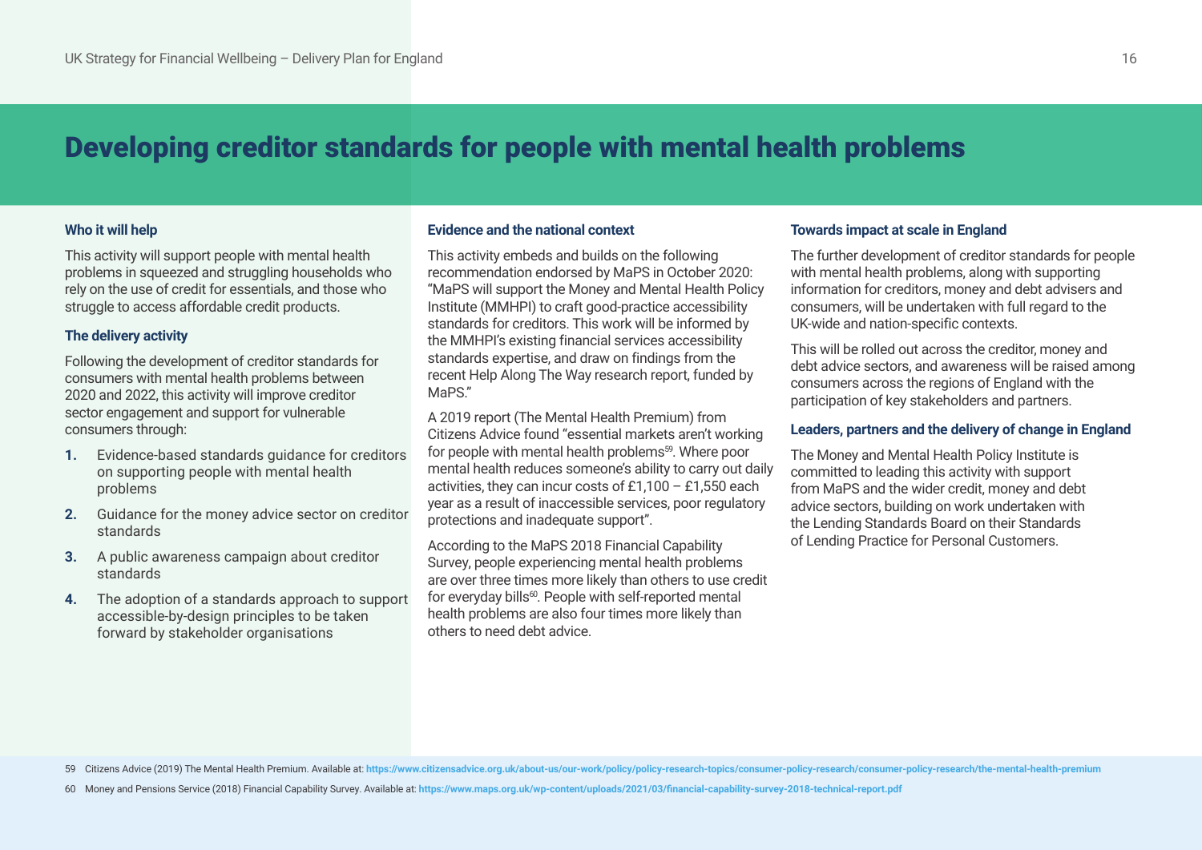# Developing creditor standards for people with mental health problems

### Who it will help

This activity will support people with mental health problems in squeezed and struggling households who rely on the use of credit for essentials, and those who struggle to access affordable credit products.

### The delivery activity

Following the development of creditor standards for consumers with mental health problems between 2020 and 2022, this activity will improve creditor sector engagement and support for vulnerable consumers through:

1. Evidence-based standards guidance for creditors on supporting people with mental health problems
2. Guidance for the money advice sector on creditor standards
3. A public awareness campaign about creditor standards
4. The adoption of a standards approach to support accessible-by-design principles to be taken forward by stakeholder organisations

### Evidence and the national context

This activity embeds and builds on the following recommendation endorsed by MaPS in October 2020: "MaPS will support the Money and Mental Health Policy Institute (MMHPI) to craft good-practice accessibility standards for creditors. This work will be informed by the MMHPI's existing financial services accessibility standards expertise, and draw on findings from the recent Help Along The Way research report, funded by MaPS."

A 2019 report (The Mental Health Premium) from Citizens Advice found "essential markets aren't working for people with mental health problems[59]. Where poor mental health reduces someone's ability to carry out daily activities, they can incur costs of £1,100 – £1,550 each year as a result of inaccessible services, poor regulatory protections and inadequate support".

According to the MaPS 2018 Financial Capability Survey, people experiencing mental health problems are over three times more likely than others to use credit for everyday bills[60]. People with self-reported mental health problems are also four times more likely than others to need debt advice.

### Towards impact at scale in England

The further development of creditor standards for people with mental health problems, along with supporting information for creditors, money and debt advisers and consumers, will be undertaken with full regard to the UK-wide and nation-specific contexts.

This will be rolled out across the creditor, money and debt advice sectors, and awareness will be raised among consumers across the regions of England with the participation of key stakeholders and partners.

### Leaders, partners and the delivery of change in England

The Money and Mental Health Policy Institute is committed to leading this activity with support from MaPS and the wider credit, money and debt advice sectors, building on work undertaken with the Lending Standards Board on their Standards of Lending Practice for Personal Customers.

---

59 Citizens Advice (2019) The Mental Health Premium. Available at: https://www.citizensadvice.org.uk/about-us/our-work/policy/policy-research-topics/consumer-policy-research/consumer-policy-research/the-mental-health-premium

60 Money and Pensions Service (2018) Financial Capability Survey. Available at: https://www.maps.org.uk/wp-content/uploads/2021/03/financial-capability-survey-2018-technical-report.pdf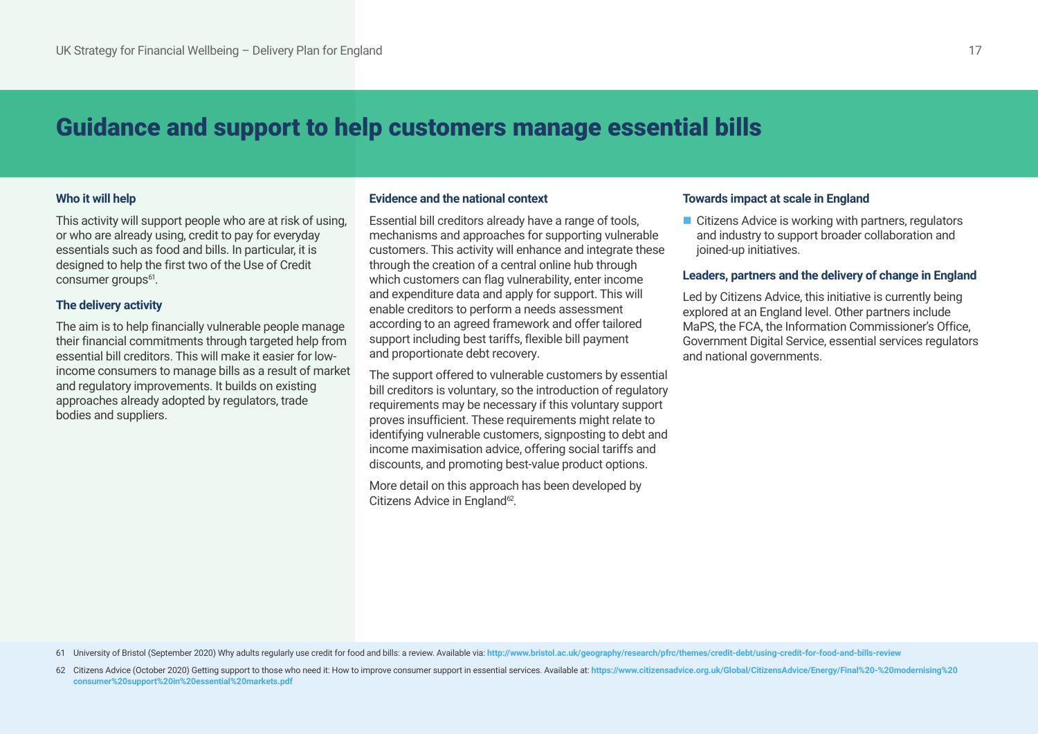# Guidance and support to help customers manage essential bills

### Who it will help

This activity will support people who are at risk of using, or who are already using, credit to pay for everyday essentials such as food and bills. In particular, it is designed to help the first two of the Use of Credit consumer groups[61].

### The delivery activity

The aim is to help financially vulnerable people manage their financial commitments through targeted help from essential bill creditors. This will make it easier for low-income consumers to manage bills as a result of market and regulatory improvements. It builds on existing approaches already adopted by regulators, trade bodies and suppliers.

### Evidence and the national context

Essential bill creditors already have a range of tools, mechanisms and approaches for supporting vulnerable customers. This activity will enhance and integrate these through the creation of a central online hub through which customers can flag vulnerability, enter income and expenditure data and apply for support. This will enable creditors to perform a needs assessment according to an agreed framework and offer tailored support including best tariffs, flexible bill payment and proportionate debt recovery.

The support offered to vulnerable customers by essential bill creditors is voluntary, so the introduction of regulatory requirements may be necessary if this voluntary support proves insufficient. These requirements might relate to identifying vulnerable customers, signposting to debt and income maximisation advice, offering social tariffs and discounts, and promoting best-value product options.

More detail on this approach has been developed by Citizens Advice in England[62].

### Towards impact at scale in England

- Citizens Advice is working with partners, regulators and industry to support broader collaboration and joined-up initiatives.

### Leaders, partners and the delivery of change in England

Led by Citizens Advice, this initiative is currently being explored at an England level. Other partners include MaPS, the FCA, the Information Commissioner's Office, Government Digital Service, essential services regulators and national governments.

---

61 University of Bristol (September 2020) Why adults regularly use credit for food and bills: a review. Available via: http://www.bristol.ac.uk/geography/research/pfrc/themes/credit-debt/using-credit-for-food-and-bills-review

62 Citizens Advice (October 2020) Getting support to those who need it: How to improve consumer support in essential services. Available at: https://www.citizensadvice.org.uk/Global/CitizensAdvice/Energy/Final%20-%20modernising%20consumer%20support%20in%20essential%20markets.pdf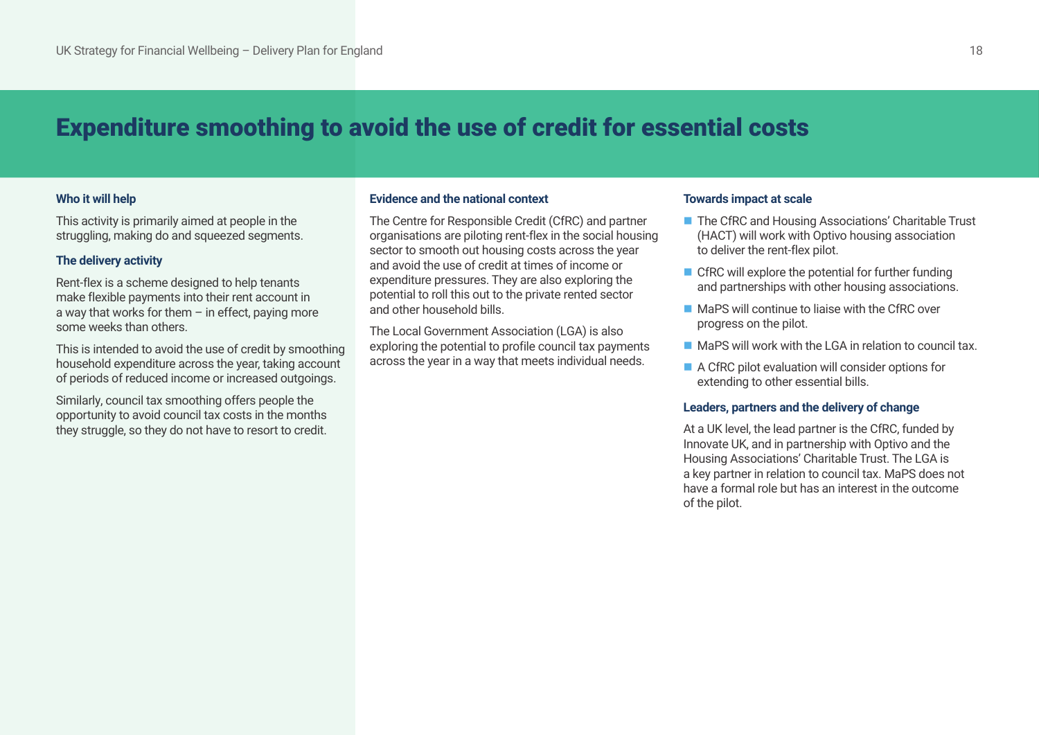# Expenditure smoothing to avoid the use of credit for essential costs

### Who it will help

This activity is primarily aimed at people in the struggling, making do and squeezed segments.

### The delivery activity

Rent-flex is a scheme designed to help tenants make flexible payments into their rent account in a way that works for them – in effect, paying more some weeks than others.

This is intended to avoid the use of credit by smoothing household expenditure across the year, taking account of periods of reduced income or increased outgoings.

Similarly, council tax smoothing offers people the opportunity to avoid council tax costs in the months they struggle, so they do not have to resort to credit.

### Evidence and the national context

The Centre for Responsible Credit (CfRC) and partner organisations are piloting rent-flex in the social housing sector to smooth out housing costs across the year and avoid the use of credit at times of income or expenditure pressures. They are also exploring the potential to roll this out to the private rented sector and other household bills.

The Local Government Association (LGA) is also exploring the potential to profile council tax payments across the year in a way that meets individual needs.

### Towards impact at scale

- The CfRC and Housing Associations' Charitable Trust (HACT) will work with Optivo housing association to deliver the rent-flex pilot.
- CfRC will explore the potential for further funding and partnerships with other housing associations.
- MaPS will continue to liaise with the CfRC over progress on the pilot.
- MaPS will work with the LGA in relation to council tax.
- A CfRC pilot evaluation will consider options for extending to other essential bills.

### Leaders, partners and the delivery of change

At a UK level, the lead partner is the CfRC, funded by Innovate UK, and in partnership with Optivo and the Housing Associations' Charitable Trust. The LGA is a key partner in relation to council tax. MaPS does not have a formal role but has an interest in the outcome of the pilot.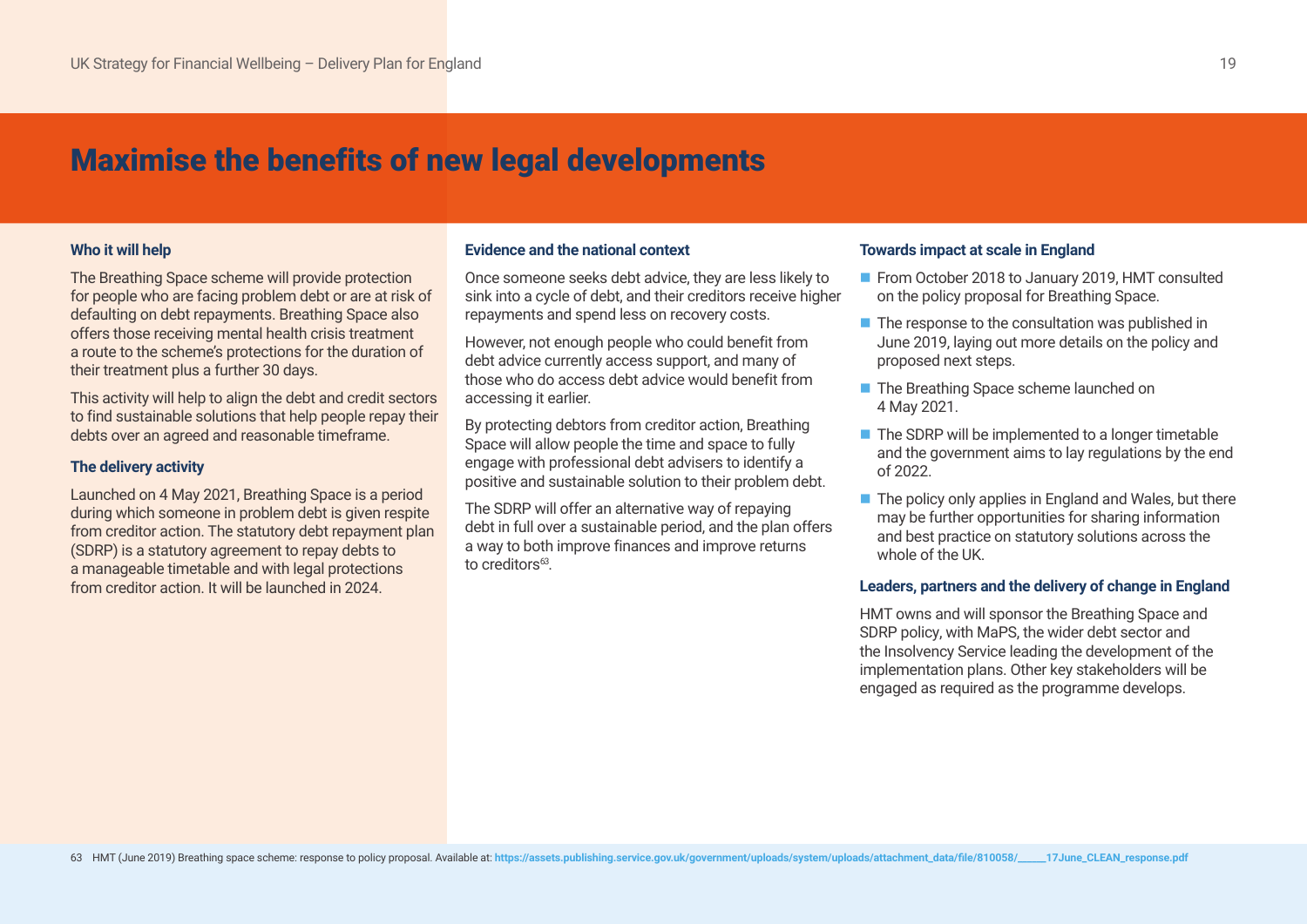# Maximise the benefits of new legal developments

### Who it will help

The Breathing Space scheme will provide protection for people who are facing problem debt or are at risk of defaulting on debt repayments. Breathing Space also offers those receiving mental health crisis treatment a route to the scheme's protections for the duration of their treatment plus a further 30 days.

This activity will help to align the debt and credit sectors to find sustainable solutions that help people repay their debts over an agreed and reasonable timeframe.

### The delivery activity

Launched on 4 May 2021, Breathing Space is a period during which someone in problem debt is given respite from creditor action. The statutory debt repayment plan (SDRP) is a statutory agreement to repay debts to a manageable timetable and with legal protections from creditor action. It will be launched in 2024.

### Evidence and the national context

Once someone seeks debt advice, they are less likely to sink into a cycle of debt, and their creditors receive higher repayments and spend less on recovery costs.

However, not enough people who could benefit from debt advice currently access support, and many of those who do access debt advice would benefit from accessing it earlier.

By protecting debtors from creditor action, Breathing Space will allow people the time and space to fully engage with professional debt advisers to identify a positive and sustainable solution to their problem debt.

The SDRP will offer an alternative way of repaying debt in full over a sustainable period, and the plan offers a way to both improve finances and improve returns to creditors[63].

### Towards impact at scale in England

- From October 2018 to January 2019, HMT consulted on the policy proposal for Breathing Space.
- The response to the consultation was published in June 2019, laying out more details on the policy and proposed next steps.
- The Breathing Space scheme launched on 4 May 2021.
- The SDRP will be implemented to a longer timetable and the government aims to lay regulations by the end of 2022.
- The policy only applies in England and Wales, but there may be further opportunities for sharing information and best practice on statutory solutions across the whole of the UK.

### Leaders, partners and the delivery of change in England

HMT owns and will sponsor the Breathing Space and SDRP policy, with MaPS, the wider debt sector and the Insolvency Service leading the development of the implementation plans. Other key stakeholders will be engaged as required as the programme develops.

---

63 HMT (June 2019) Breathing space scheme: response to policy proposal. Available at: https://assets.publishing.service.gov.uk/government/uploads/system/uploads/attachment_data/file/810058/_____17June_CLEAN_response.pdf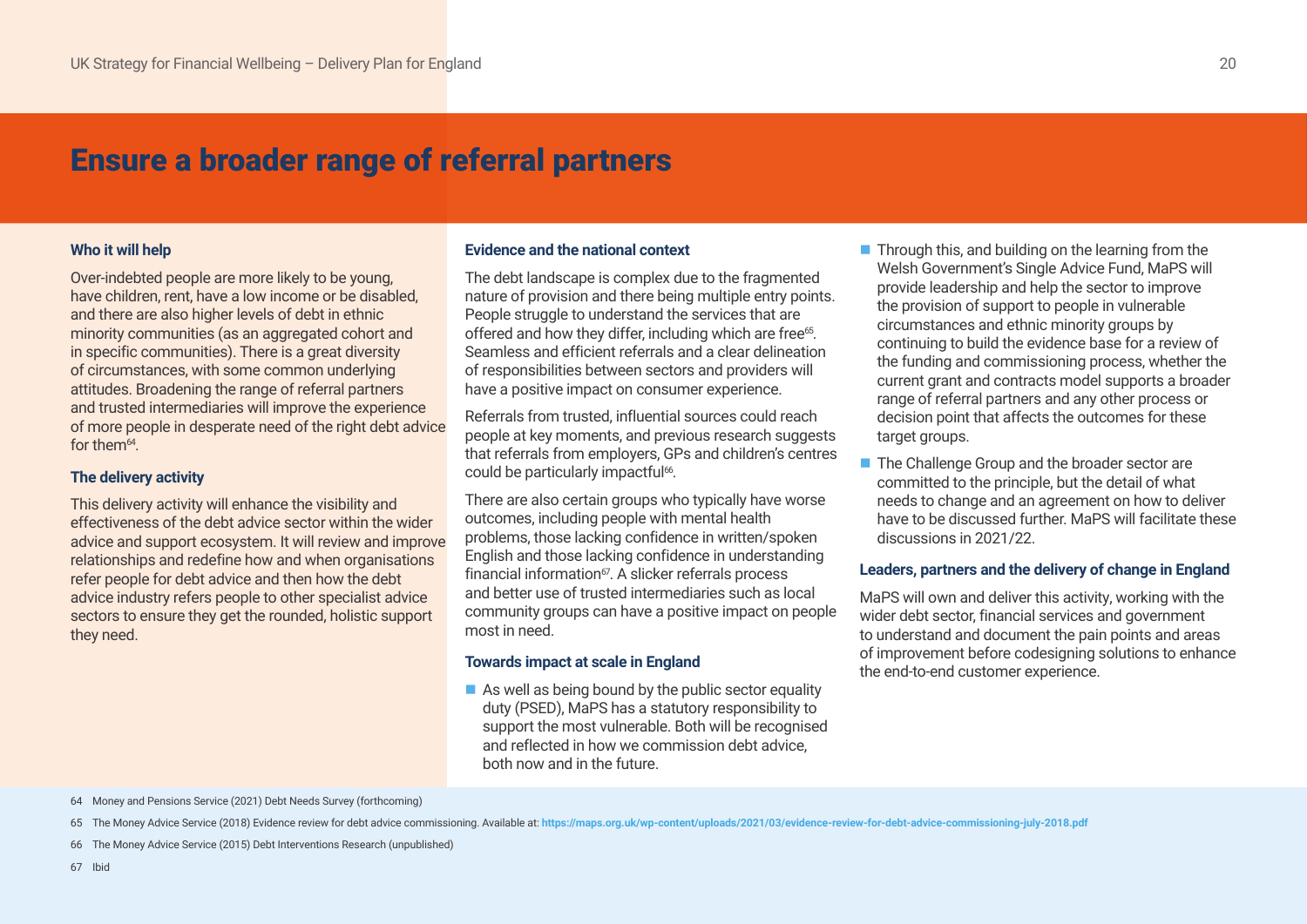# Ensure a broader range of referral partners

### Who it will help

Over-indebted people are more likely to be young, have children, rent, have a low income or be disabled, and there are also higher levels of debt in ethnic minority communities (as an aggregated cohort and in specific communities). There is a great diversity of circumstances, with some common underlying attitudes. Broadening the range of referral partners and trusted intermediaries will improve the experience of more people in desperate need of the right debt advice for them[64].

### The delivery activity

This delivery activity will enhance the visibility and effectiveness of the debt advice sector within the wider advice and support ecosystem. It will review and improve relationships and redefine how and when organisations refer people for debt advice and then how the debt advice industry refers people to other specialist advice sectors to ensure they get the rounded, holistic support they need.

### Evidence and the national context

The debt landscape is complex due to the fragmented nature of provision and there being multiple entry points. People struggle to understand the services that are offered and how they differ, including which are free[65]. Seamless and efficient referrals and a clear delineation of responsibilities between sectors and providers will have a positive impact on consumer experience.

Referrals from trusted, influential sources could reach people at key moments, and previous research suggests that referrals from employers, GPs and children's centres could be particularly impactful[66].

There are also certain groups who typically have worse outcomes, including people with mental health problems, those lacking confidence in written/spoken English and those lacking confidence in understanding financial information[67]. A slicker referrals process and better use of trusted intermediaries such as local community groups can have a positive impact on people most in need.

### Towards impact at scale in England

- As well as being bound by the public sector equality duty (PSED), MaPS has a statutory responsibility to support the most vulnerable. Both will be recognised and reflected in how we commission debt advice, both now and in the future.
- Through this, and building on the learning from the Welsh Government's Single Advice Fund, MaPS will provide leadership and help the sector to improve the provision of support to people in vulnerable circumstances and ethnic minority groups by continuing to build the evidence base for a review of the funding and commissioning process, whether the current grant and contracts model supports a broader range of referral partners and any other process or decision point that affects the outcomes for these target groups.
- The Challenge Group and the broader sector are committed to the principle, but the detail of what needs to change and an agreement on how to deliver have to be discussed further. MaPS will facilitate these discussions in 2021/22.

### Leaders, partners and the delivery of change in England

MaPS will own and deliver this activity, working with the wider debt sector, financial services and government to understand and document the pain points and areas of improvement before codesigning solutions to enhance the end-to-end customer experience.

---

64 Money and Pensions Service (2021) Debt Needs Survey (forthcoming)

65 The Money Advice Service (2018) Evidence review for debt advice commissioning. Available at: https://maps.org.uk/wp-content/uploads/2021/03/evidence-review-for-debt-advice-commissioning-july-2018.pdf

66 The Money Advice Service (2015) Debt Interventions Research (unpublished)

67 Ibid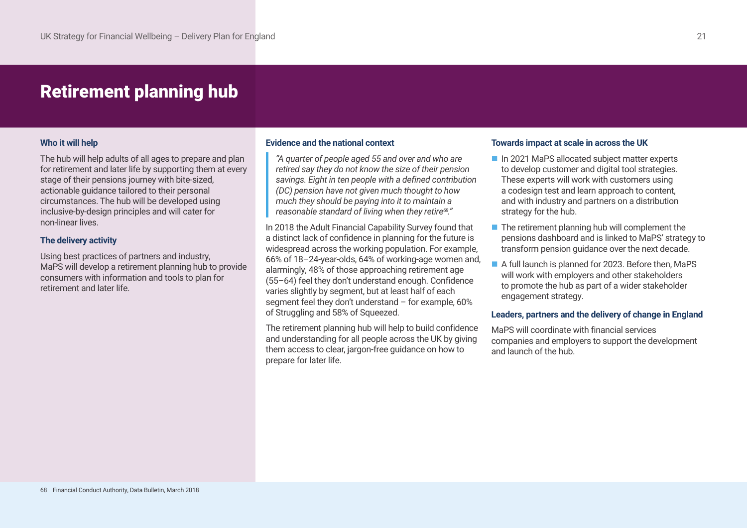# Retirement planning hub

### Who it will help

The hub will help adults of all ages to prepare and plan for retirement and later life by supporting them at every stage of their pensions journey with bite-sized, actionable guidance tailored to their personal circumstances. The hub will be developed using inclusive-by-design principles and will cater for non-linear lives.

### The delivery activity

Using best practices of partners and industry, MaPS will develop a retirement planning hub to provide consumers with information and tools to plan for retirement and later life.

### Evidence and the national context

> *"A quarter of people aged 55 and over and who are retired say they do not know the size of their pension savings. Eight in ten people with a defined contribution (DC) pension have not given much thought to how much they should be paying into it to maintain a reasonable standard of living when they retire[68]."*

In 2018 the Adult Financial Capability Survey found that a distinct lack of confidence in planning for the future is widespread across the working population. For example, 66% of 18–24-year-olds, 64% of working-age women and, alarmingly, 48% of those approaching retirement age (55–64) feel they don't understand enough. Confidence varies slightly by segment, but at least half of each segment feel they don't understand – for example, 60% of Struggling and 58% of Squeezed.

The retirement planning hub will help to build confidence and understanding for all people across the UK by giving them access to clear, jargon-free guidance on how to prepare for later life.

### Towards impact at scale in across the UK

- In 2021 MaPS allocated subject matter experts to develop customer and digital tool strategies. These experts will work with customers using a codesign test and learn approach to content, and with industry and partners on a distribution strategy for the hub.
- The retirement planning hub will complement the pensions dashboard and is linked to MaPS' strategy to transform pension guidance over the next decade.
- A full launch is planned for 2023. Before then, MaPS will work with employers and other stakeholders to promote the hub as part of a wider stakeholder engagement strategy.

### Leaders, partners and the delivery of change in England

MaPS will coordinate with financial services companies and employers to support the development and launch of the hub.

68 Financial Conduct Authority, Data Bulletin, March 2018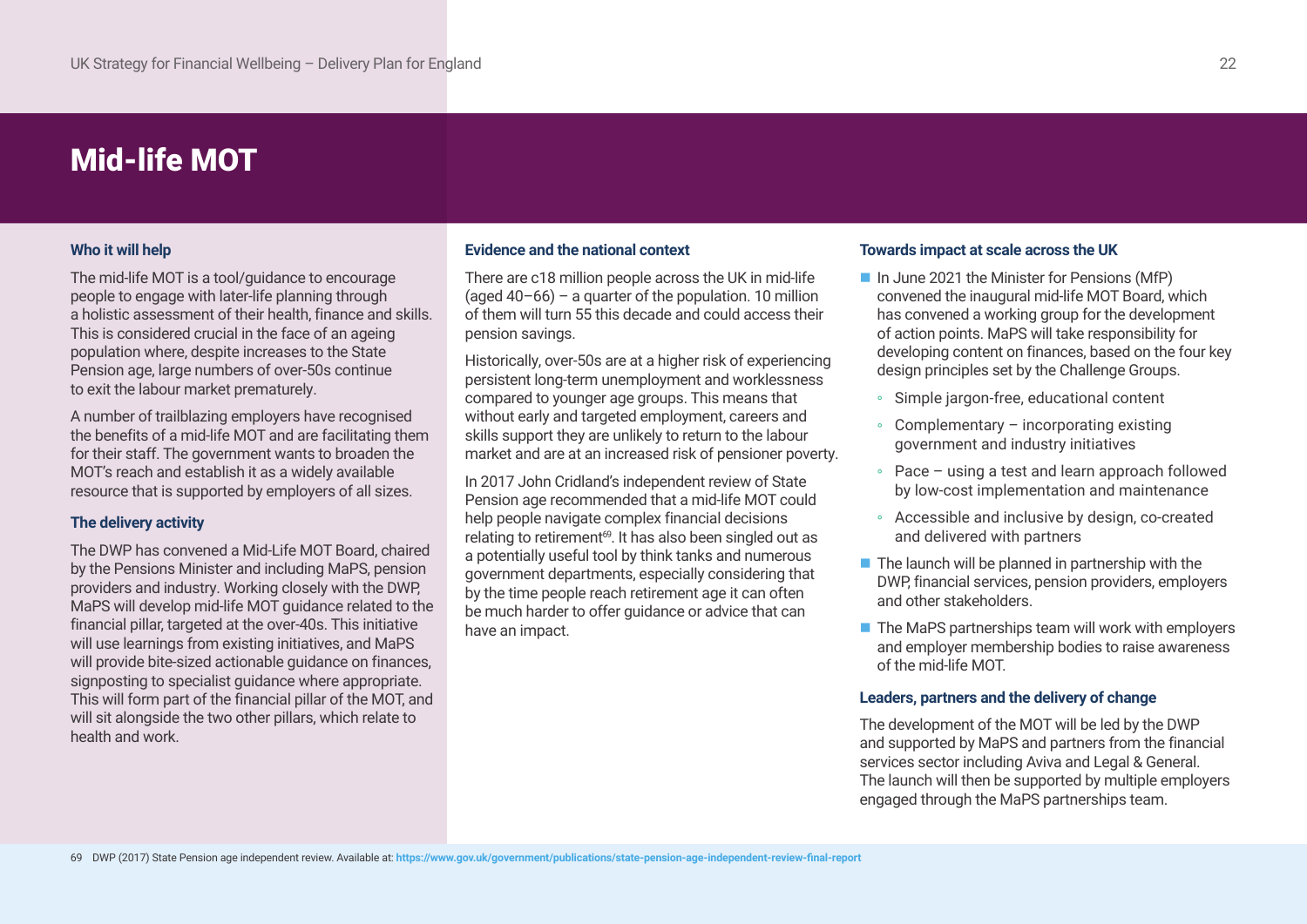# Mid-life MOT

### Who it will help

The mid-life MOT is a tool/guidance to encourage people to engage with later-life planning through a holistic assessment of their health, finance and skills. This is considered crucial in the face of an ageing population where, despite increases to the State Pension age, large numbers of over-50s continue to exit the labour market prematurely.

A number of trailblazing employers have recognised the benefits of a mid-life MOT and are facilitating them for their staff. The government wants to broaden the MOT's reach and establish it as a widely available resource that is supported by employers of all sizes.

### The delivery activity

The DWP has convened a Mid-Life MOT Board, chaired by the Pensions Minister and including MaPS, pension providers and industry. Working closely with the DWP, MaPS will develop mid-life MOT guidance related to the financial pillar, targeted at the over-40s. This initiative will use learnings from existing initiatives, and MaPS will provide bite-sized actionable guidance on finances, signposting to specialist guidance where appropriate. This will form part of the financial pillar of the MOT, and will sit alongside the two other pillars, which relate to health and work.

### Evidence and the national context

There are c18 million people across the UK in mid-life (aged 40–66) – a quarter of the population. 10 million of them will turn 55 this decade and could access their pension savings.

Historically, over-50s are at a higher risk of experiencing persistent long-term unemployment and worklessness compared to younger age groups. This means that without early and targeted employment, careers and skills support they are unlikely to return to the labour market and are at an increased risk of pensioner poverty.

In 2017 John Cridland's independent review of State Pension age recommended that a mid-life MOT could help people navigate complex financial decisions relating to retirement[69]. It has also been singled out as a potentially useful tool by think tanks and numerous government departments, especially considering that by the time people reach retirement age it can often be much harder to offer guidance or advice that can have an impact.

### Towards impact at scale across the UK

- In June 2021 the Minister for Pensions (MfP) convened the inaugural mid-life MOT Board, which has convened a working group for the development of action points. MaPS will take responsibility for developing content on finances, based on the four key design principles set by the Challenge Groups.
  - Simple jargon-free, educational content
  - Complementary – incorporating existing government and industry initiatives
  - Pace – using a test and learn approach followed by low-cost implementation and maintenance
  - Accessible and inclusive by design, co-created and delivered with partners
- The launch will be planned in partnership with the DWP, financial services, pension providers, employers and other stakeholders.
- The MaPS partnerships team will work with employers and employer membership bodies to raise awareness of the mid-life MOT.

### Leaders, partners and the delivery of change

The development of the MOT will be led by the DWP and supported by MaPS and partners from the financial services sector including Aviva and Legal & General. The launch will then be supported by multiple employers engaged through the MaPS partnerships team.

69 DWP (2017) State Pension age independent review. Available at: https://www.gov.uk/government/publications/state-pension-age-independent-review-final-report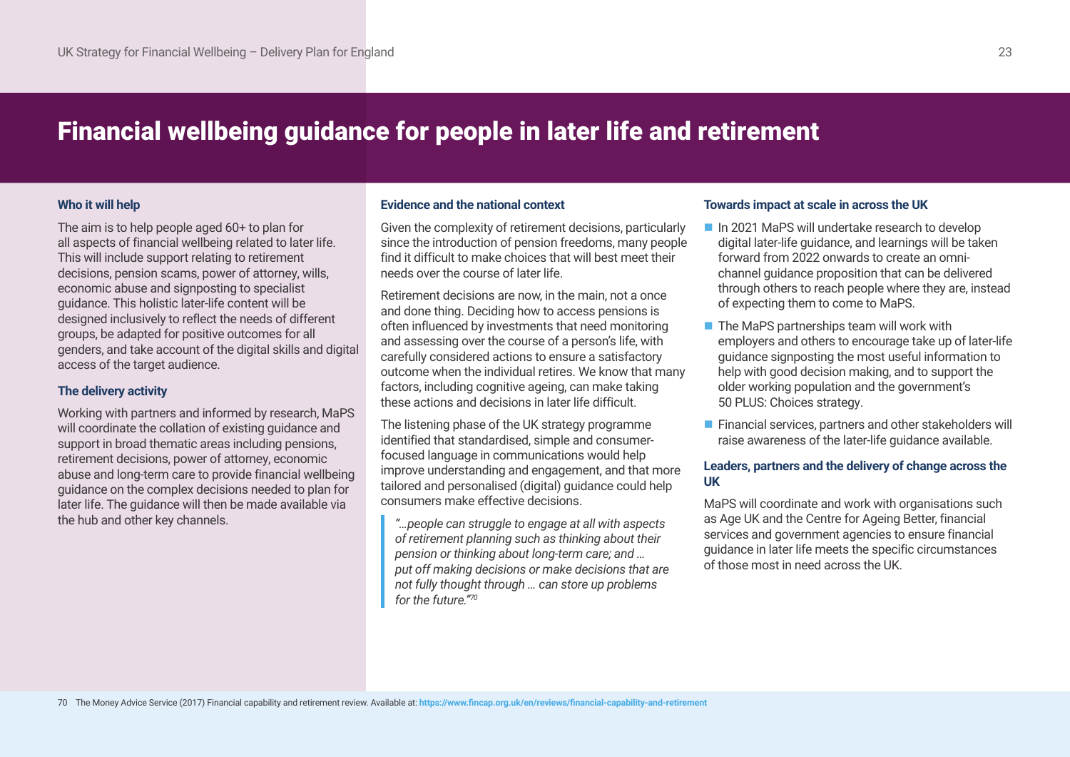# Financial wellbeing guidance for people in later life and retirement

### Who it will help

The aim is to help people aged 60+ to plan for all aspects of financial wellbeing related to later life. This will include support relating to retirement decisions, pension scams, power of attorney, wills, economic abuse and signposting to specialist guidance. This holistic later-life content will be designed inclusively to reflect the needs of different groups, be adapted for positive outcomes for all genders, and take account of the digital skills and digital access of the target audience.

### The delivery activity

Working with partners and informed by research, MaPS will coordinate the collation of existing guidance and support in broad thematic areas including pensions, retirement decisions, power of attorney, economic abuse and long-term care to provide financial wellbeing guidance on the complex decisions needed to plan for later life. The guidance will then be made available via the hub and other key channels.

### Evidence and the national context

Given the complexity of retirement decisions, particularly since the introduction of pension freedoms, many people find it difficult to make choices that will best meet their needs over the course of later life.

Retirement decisions are now, in the main, not a once and done thing. Deciding how to access pensions is often influenced by investments that need monitoring and assessing over the course of a person's life, with carefully considered actions to ensure a satisfactory outcome when the individual retires. We know that many factors, including cognitive ageing, can make taking these actions and decisions in later life difficult.

The listening phase of the UK strategy programme identified that standardised, simple and consumer-focused language in communications would help improve understanding and engagement, and that more tailored and personalised (digital) guidance could help consumers make effective decisions.

> *"…people can struggle to engage at all with aspects of retirement planning such as thinking about their pension or thinking about long-term care; and … put off making decisions or make decisions that are not fully thought through … can store up problems for the future."*[70]

### Towards impact at scale in across the UK

- In 2021 MaPS will undertake research to develop digital later-life guidance, and learnings will be taken forward from 2022 onwards to create an omni-channel guidance proposition that can be delivered through others to reach people where they are, instead of expecting them to come to MaPS.
- The MaPS partnerships team will work with employers and others to encourage take up of later-life guidance signposting the most useful information to help with good decision making, and to support the older working population and the government's 50 PLUS: Choices strategy.
- Financial services, partners and other stakeholders will raise awareness of the later-life guidance available.

### Leaders, partners and the delivery of change across the UK

MaPS will coordinate and work with organisations such as Age UK and the Centre for Ageing Better, financial services and government agencies to ensure financial guidance in later life meets the specific circumstances of those most in need across the UK.

70 The Money Advice Service (2017) Financial capability and retirement review. Available at: https://www.fincap.org.uk/en/reviews/financial-capability-and-retirement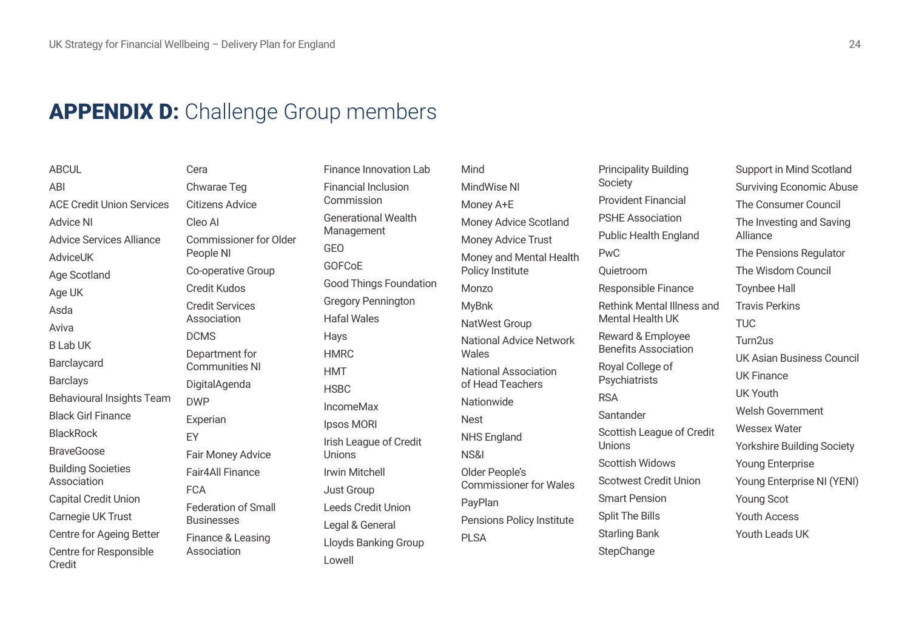# APPENDIX D: Challenge Group members

ABCUL
ABI
ACE Credit Union Services
Advice NI
Advice Services Alliance
AdviceUK
Age Scotland
Age UK
Asda
Aviva
B Lab UK
Barclaycard
Barclays
Behavioural Insights Team
Black Girl Finance
BlackRock
BraveGoose
Building Societies Association
Capital Credit Union
Carnegie UK Trust
Centre for Ageing Better
Centre for Responsible Credit
Cera
Chwarae Teg
Citizens Advice
Cleo AI
Commissioner for Older People NI
Co-operative Group
Credit Kudos
Credit Services Association
DCMS
Department for Communities NI
DigitalAgenda
DWP
Experian
EY
Fair Money Advice
Fair4All Finance
FCA
Federation of Small Businesses
Finance & Leasing Association
Finance Innovation Lab
Financial Inclusion Commission
Generational Wealth Management
GEO
GOFCoE
Good Things Foundation
Gregory Pennington
Hafal Wales
Hays
HMRC
HMT
HSBC
IncomeMax
Ipsos MORI
Irish League of Credit Unions
Irwin Mitchell
Just Group
Leeds Credit Union
Legal & General
Lloyds Banking Group
Lowell
Mind
MindWise NI
Money A+E
Money Advice Scotland
Money Advice Trust
Money and Mental Health Policy Institute
Monzo
MyBnk
NatWest Group
National Advice Network Wales
National Association of Head Teachers
Nationwide
Nest
NHS England
NS&I
Older People's Commissioner for Wales
PayPlan
Pensions Policy Institute
PLSA
Principality Building Society
Provident Financial
PSHE Association
Public Health England
PwC
Quietroom
Responsible Finance
Rethink Mental Illness and Mental Health UK
Reward & Employee Benefits Association
Royal College of Psychiatrists
RSA
Santander
Scottish League of Credit Unions
Scottish Widows
Scotwest Credit Union
Smart Pension
Split The Bills
Starling Bank
StepChange
Support in Mind Scotland
Surviving Economic Abuse
The Consumer Council
The Investing and Saving Alliance
The Pensions Regulator
The Wisdom Council
Toynbee Hall
Travis Perkins
TUC
Turn2us
UK Asian Business Council
UK Finance
UK Youth
Welsh Government
Wessex Water
Yorkshire Building Society
Young Enterprise
Young Enterprise NI (YENI)
Young Scot
Youth Access
Youth Leads UK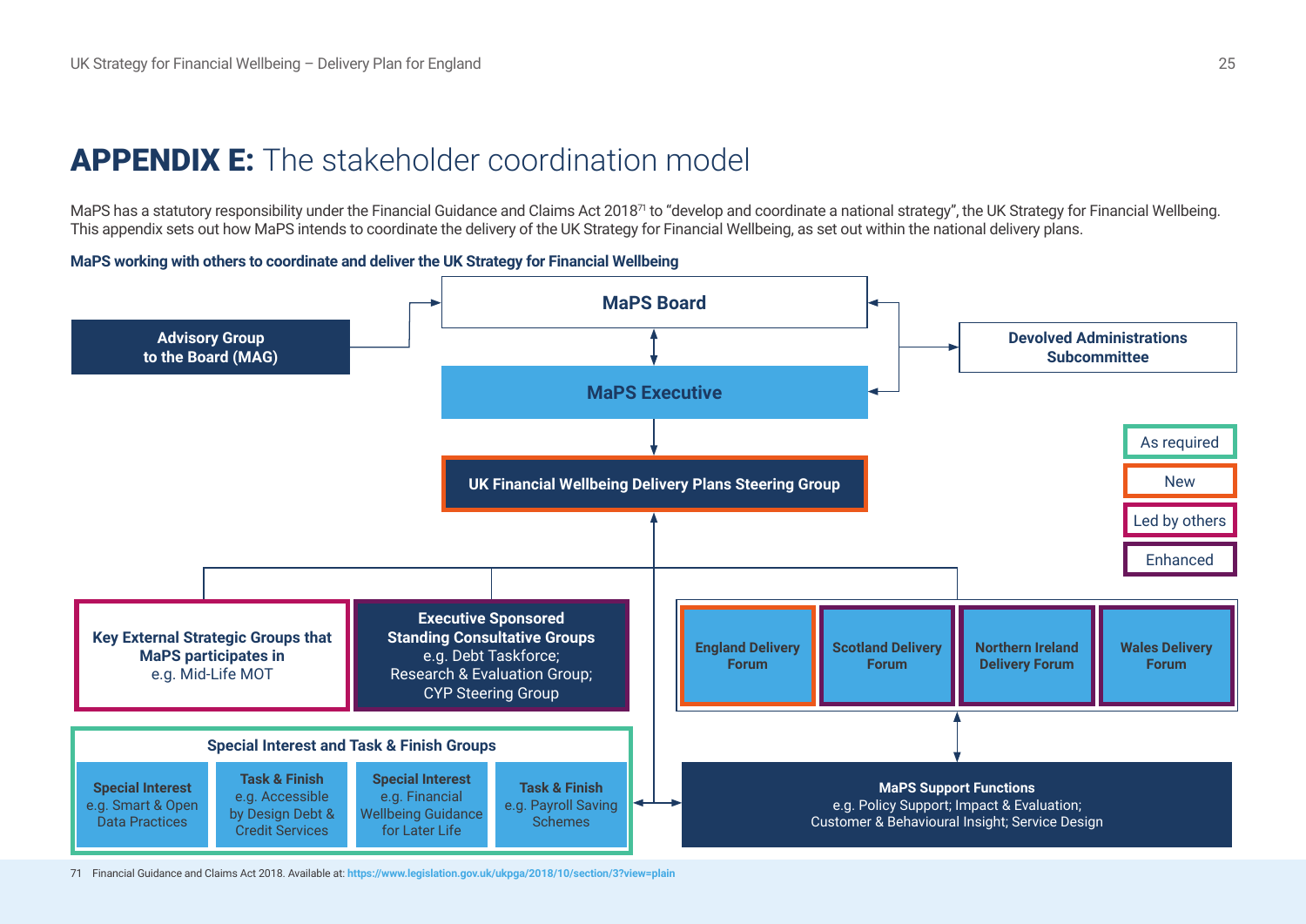# APPENDIX E: The stakeholder coordination model

MaPS has a statutory responsibility under the Financial Guidance and Claims Act 2018[71] to "develop and coordinate a national strategy", the UK Strategy for Financial Wellbeing. This appendix sets out how MaPS intends to coordinate the delivery of the UK Strategy for Financial Wellbeing, as set out within the national delivery plans.

**MaPS working with others to coordinate and deliver the UK Strategy for Financial Wellbeing**

**MaPS Board**

**Advisory Group to the Board (MAG)**

**Devolved Administrations Subcommittee**

**MaPS Executive**

**UK Financial Wellbeing Delivery Plans Steering Group**

Key:
- As required
- New
- Led by others
- Enhanced

**Key External Strategic Groups that MaPS participates in**
e.g. Mid-Life MOT

**Executive Sponsored Standing Consultative Groups**
e.g. Debt Taskforce;
Research & Evaluation Group;
CYP Steering Group

**England Delivery Forum**

**Scotland Delivery Forum**

**Northern Ireland Delivery Forum**

**Wales Delivery Forum**

**Special Interest and Task & Finish Groups**

- **Special Interest** e.g. Smart & Open Data Practices
- **Task & Finish** e.g. Accessible by Design Debt & Credit Services
- **Special Interest** e.g. Financial Wellbeing Guidance for Later Life
- **Task & Finish** e.g. Payroll Saving Schemes

**MaPS Support Functions**
e.g. Policy Support; Impact & Evaluation;
Customer & Behavioural Insight; Service Design

71 Financial Guidance and Claims Act 2018. Available at: https://www.legislation.gov.uk/ukpga/2018/10/section/3?view=plain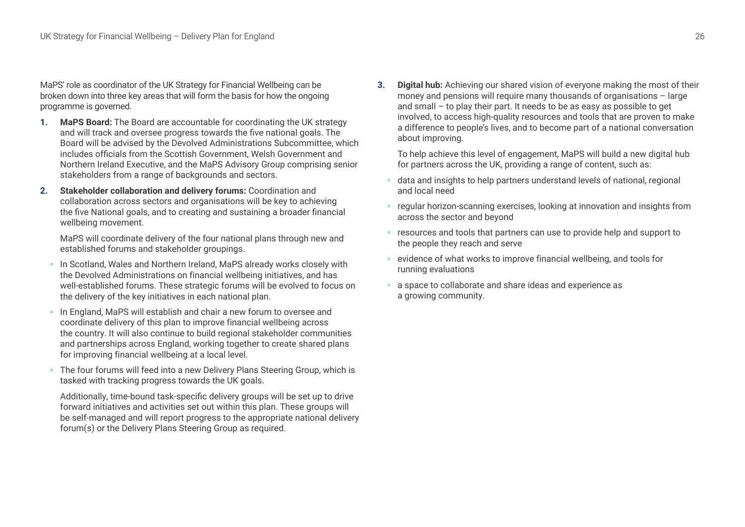MaPS' role as coordinator of the UK Strategy for Financial Wellbeing can be broken down into three key areas that will form the basis for how the ongoing programme is governed.

1. **MaPS Board:** The Board are accountable for coordinating the UK strategy and will track and oversee progress towards the five national goals. The Board will be advised by the Devolved Administrations Subcommittee, which includes officials from the Scottish Government, Welsh Government and Northern Ireland Executive, and the MaPS Advisory Group comprising senior stakeholders from a range of backgrounds and sectors.

2. **Stakeholder collaboration and delivery forums:** Coordination and collaboration across sectors and organisations will be key to achieving the five National goals, and to creating and sustaining a broader financial wellbeing movement.

   MaPS will coordinate delivery of the four national plans through new and established forums and stakeholder groupings.

   - In Scotland, Wales and Northern Ireland, MaPS already works closely with the Devolved Administrations on financial wellbeing initiatives, and has well-established forums. These strategic forums will be evolved to focus on the delivery of the key initiatives in each national plan.
   - In England, MaPS will establish and chair a new forum to oversee and coordinate delivery of this plan to improve financial wellbeing across the country. It will also continue to build regional stakeholder communities and partnerships across England, working together to create shared plans for improving financial wellbeing at a local level.
   - The four forums will feed into a new Delivery Plans Steering Group, which is tasked with tracking progress towards the UK goals.

   Additionally, time-bound task-specific delivery groups will be set up to drive forward initiatives and activities set out within this plan. These groups will be self-managed and will report progress to the appropriate national delivery forum(s) or the Delivery Plans Steering Group as required.

3. **Digital hub:** Achieving our shared vision of everyone making the most of their money and pensions will require many thousands of organisations – large and small – to play their part. It needs to be as easy as possible to get involved, to access high-quality resources and tools that are proven to make a difference to people's lives, and to become part of a national conversation about improving.

   To help achieve this level of engagement, MaPS will build a new digital hub for partners across the UK, providing a range of content, such as:

   - data and insights to help partners understand levels of national, regional and local need
   - regular horizon-scanning exercises, looking at innovation and insights from across the sector and beyond
   - resources and tools that partners can use to provide help and support to the people they reach and serve
   - evidence of what works to improve financial wellbeing, and tools for running evaluations
   - a space to collaborate and share ideas and experience as a growing community.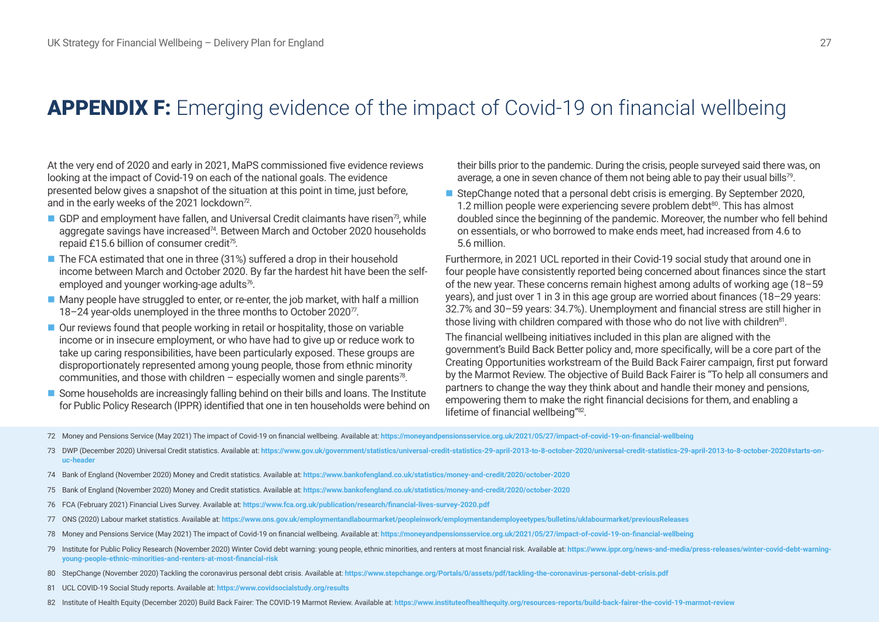# **APPENDIX F:** Emerging evidence of the impact of Covid-19 on financial wellbeing

At the very end of 2020 and early in 2021, MaPS commissioned five evidence reviews looking at the impact of Covid-19 on each of the national goals. The evidence presented below gives a snapshot of the situation at this point in time, just before, and in the early weeks of the 2021 lockdown[72].

- GDP and employment have fallen, and Universal Credit claimants have risen[73], while aggregate savings have increased[74]. Between March and October 2020 households repaid £15.6 billion of consumer credit[75].
- The FCA estimated that one in three (31%) suffered a drop in their household income between March and October 2020. By far the hardest hit have been the self-employed and younger working-age adults[76].
- Many people have struggled to enter, or re-enter, the job market, with half a million 18–24 year-olds unemployed in the three months to October 2020[77].
- Our reviews found that people working in retail or hospitality, those on variable income or in insecure employment, or who have had to give up or reduce work to take up caring responsibilities, have been particularly exposed. These groups are disproportionately represented among young people, those from ethnic minority communities, and those with children – especially women and single parents[78].
- Some households are increasingly falling behind on their bills and loans. The Institute for Public Policy Research (IPPR) identified that one in ten households were behind on their bills prior to the pandemic. During the crisis, people surveyed said there was, on average, a one in seven chance of them not being able to pay their usual bills[79].
- StepChange noted that a personal debt crisis is emerging. By September 2020, 1.2 million people were experiencing severe problem debt[80]. This has almost doubled since the beginning of the pandemic. Moreover, the number who fell behind on essentials, or who borrowed to make ends meet, had increased from 4.6 to 5.6 million.

Furthermore, in 2021 UCL reported in their Covid-19 social study that around one in four people have consistently reported being concerned about finances since the start of the new year. These concerns remain highest among adults of working age (18–59 years), and just over 1 in 3 in this age group are worried about finances (18–29 years: 32.7% and 30–59 years: 34.7%). Unemployment and financial stress are still higher in those living with children compared with those who do not live with children[81].

The financial wellbeing initiatives included in this plan are aligned with the government's Build Back Better policy and, more specifically, will be a core part of the Creating Opportunities workstream of the Build Back Fairer campaign, first put forward by the Marmot Review. The objective of Build Back Fairer is "To help all consumers and partners to change the way they think about and handle their money and pensions, empowering them to make the right financial decisions for them, and enabling a lifetime of financial wellbeing"[82].

72 Money and Pensions Service (May 2021) The impact of Covid-19 on financial wellbeing. Available at: https://moneyandpensionsservice.org.uk/2021/05/27/impact-of-covid-19-on-financial-wellbeing

73 DWP (December 2020) Universal Credit statistics. Available at: https://www.gov.uk/government/statistics/universal-credit-statistics-29-april-2013-to-8-october-2020/universal-credit-statistics-29-april-2013-to-8-october-2020#starts-on-uc-header

74 Bank of England (November 2020) Money and Credit statistics. Available at: https://www.bankofengland.co.uk/statistics/money-and-credit/2020/october-2020

75 Bank of England (November 2020) Money and Credit statistics. Available at: https://www.bankofengland.co.uk/statistics/money-and-credit/2020/october-2020

76 FCA (February 2021) Financial Lives Survey. Available at: https://www.fca.org.uk/publication/research/financial-lives-survey-2020.pdf

77 ONS (2020) Labour market statistics. Available at: https://www.ons.gov.uk/employmentandlabourmarket/peopleinwork/employmentandemployeetypes/bulletins/uklabourmarket/previousReleases

78 Money and Pensions Service (May 2021) The impact of Covid-19 on financial wellbeing. Available at: https://moneyandpensionsservice.org.uk/2021/05/27/impact-of-covid-19-on-financial-wellbeing

79 Institute for Public Policy Research (November 2020) Winter Covid debt warning: young people, ethnic minorities, and renters at most financial risk. Available at: https://www.ippr.org/news-and-media/press-releases/winter-covid-debt-warning-young-people-ethnic-minorities-and-renters-at-most-financial-risk

80 StepChange (November 2020) Tackling the coronavirus personal debt crisis. Available at: https://www.stepchange.org/Portals/0/assets/pdf/tackling-the-coronavirus-personal-debt-crisis.pdf

81 UCL COVID-19 Social Study reports. Available at: https://www.covidsocialstudy.org/results

82 Institute of Health Equity (December 2020) Build Back Fairer: The COVID-19 Marmot Review. Available at: https://www.instituteofhealthequity.org/resources-reports/build-back-fairer-the-covid-19-marmot-review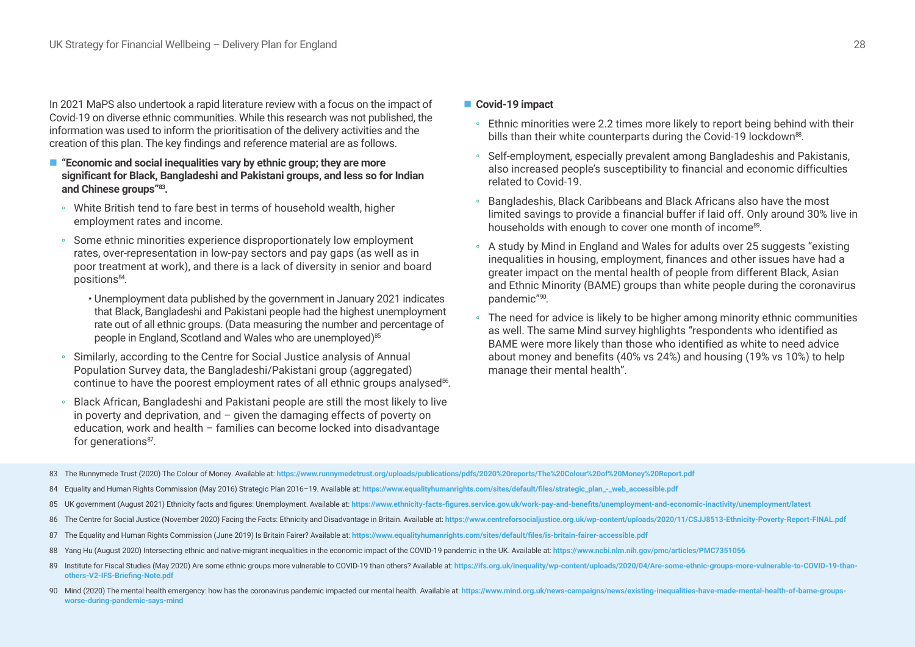In 2021 MaPS also undertook a rapid literature review with a focus on the impact of Covid-19 on diverse ethnic communities. While this research was not published, the information was used to inform the prioritisation of the delivery activities and the creation of this plan. The key findings and reference material are as follows.

- **"Economic and social inequalities vary by ethnic group; they are more significant for Black, Bangladeshi and Pakistani groups, and less so for Indian and Chinese groups"[83].**
  - White British tend to fare best in terms of household wealth, higher employment rates and income.
  - Some ethnic minorities experience disproportionately low employment rates, over-representation in low-pay sectors and pay gaps (as well as in poor treatment at work), and there is a lack of diversity in senior and board positions[84].
    - Unemployment data published by the government in January 2021 indicates that Black, Bangladeshi and Pakistani people had the highest unemployment rate out of all ethnic groups. (Data measuring the number and percentage of people in England, Scotland and Wales who are unemployed)[85]
  - Similarly, according to the Centre for Social Justice analysis of Annual Population Survey data, the Bangladeshi/Pakistani group (aggregated) continue to have the poorest employment rates of all ethnic groups analysed[86].
  - Black African, Bangladeshi and Pakistani people are still the most likely to live in poverty and deprivation, and – given the damaging effects of poverty on education, work and health – families can become locked into disadvantage for generations[87].

- **Covid-19 impact**
  - Ethnic minorities were 2.2 times more likely to report being behind with their bills than their white counterparts during the Covid-19 lockdown[88].
  - Self-employment, especially prevalent among Bangladeshis and Pakistanis, also increased people's susceptibility to financial and economic difficulties related to Covid-19.
  - Bangladeshis, Black Caribbeans and Black Africans also have the most limited savings to provide a financial buffer if laid off. Only around 30% live in households with enough to cover one month of income[89].
  - A study by Mind in England and Wales for adults over 25 suggests "existing inequalities in housing, employment, finances and other issues have had a greater impact on the mental health of people from different Black, Asian and Ethnic Minority (BAME) groups than white people during the coronavirus pandemic"[90].
  - The need for advice is likely to be higher among minority ethnic communities as well. The same Mind survey highlights "respondents who identified as BAME were more likely than those who identified as white to need advice about money and benefits (40% vs 24%) and housing (19% vs 10%) to help manage their mental health".

---

83 The Runnymede Trust (2020) The Colour of Money. Available at: https://www.runnymedetrust.org/uploads/publications/pdfs/2020%20reports/The%20Colour%20of%20Money%20Report.pdf

84 Equality and Human Rights Commission (May 2016) Strategic Plan 2016–19. Available at: https://www.equalityhumanrights.com/sites/default/files/strategic_plan_-_web_accessible.pdf

85 UK government (August 2021) Ethnicity facts and figures: Unemployment. Available at: https://www.ethnicity-facts-figures.service.gov.uk/work-pay-and-benefits/unemployment-and-economic-inactivity/unemployment/latest

86 The Centre for Social Justice (November 2020) Facing the Facts: Ethnicity and Disadvantage in Britain. Available at: https://www.centreforsocialjustice.org.uk/wp-content/uploads/2020/11/CSJJ8513-Ethnicity-Poverty-Report-FINAL.pdf

87 The Equality and Human Rights Commission (June 2019) Is Britain Fairer? Available at: https://www.equalityhumanrights.com/sites/default/files/is-britain-fairer-accessible.pdf

88 Yang Hu (August 2020) Intersecting ethnic and native-migrant inequalities in the economic impact of the COVID-19 pandemic in the UK. Available at: https://www.ncbi.nlm.nih.gov/pmc/articles/PMC7351056

89 Institute for Fiscal Studies (May 2020) Are some ethnic groups more vulnerable to COVID-19 than others? Available at: https://ifs.org.uk/inequality/wp-content/uploads/2020/04/Are-some-ethnic-groups-more-vulnerable-to-COVID-19-than-others-V2-IFS-Briefing-Note.pdf

90 Mind (2020) The mental health emergency: how has the coronavirus pandemic impacted our mental health. Available at: https://www.mind.org.uk/news-campaigns/news/existing-inequalities-have-made-mental-health-of-bame-groups-worse-during-pandemic-says-mind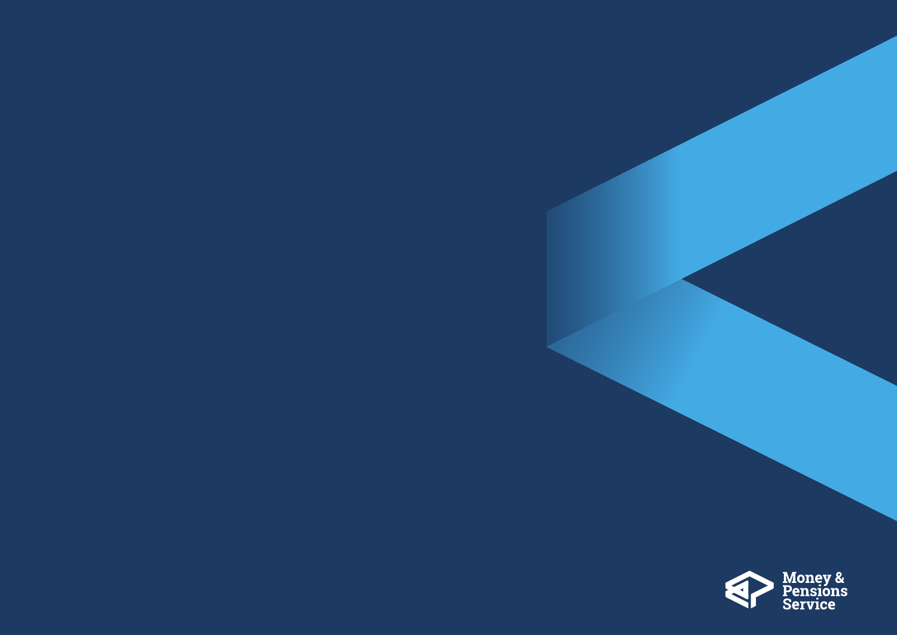Money &
Pensions
Service